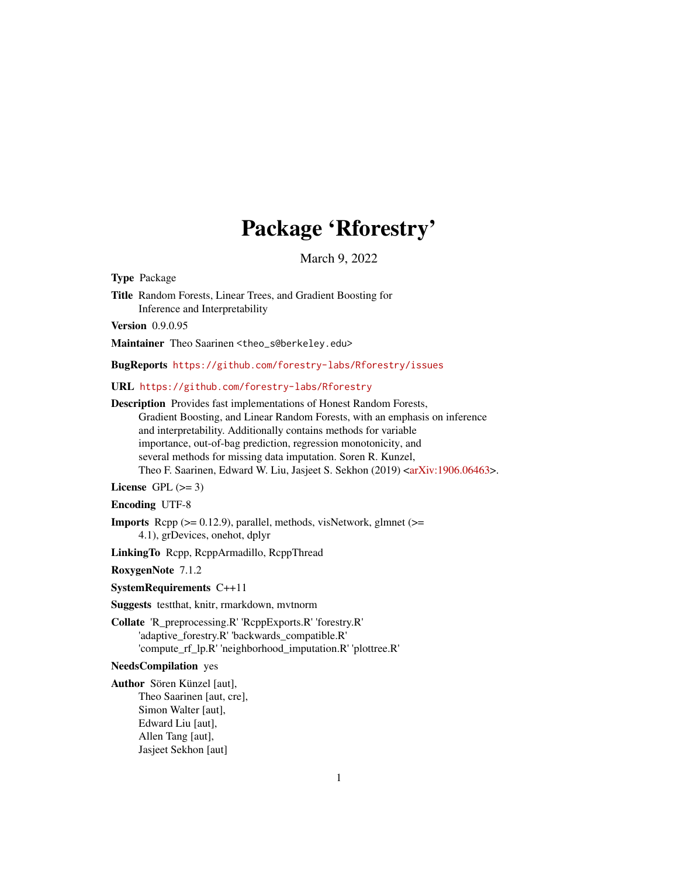# Package 'Rforestry'

March 9, 2022

**Type** Package

**Title** Random Forests, Linear Trees, and Gradient Boosting for Inference and Interpretability

**Version** 0.9.0.95

**Maintainer** Theo Saarinen <theo_s@berkeley.edu>

**BugReports** https://github.com/forestry-labs/Rforestry/issues

**URL** https://github.com/forestry-labs/Rforestry

**Description** Provides fast implementations of Honest Random Forests, Gradient Boosting, and Linear Random Forests, with an emphasis on inference and interpretability. Additionally contains methods for variable importance, out-of-bag prediction, regression monotonicity, and several methods for missing data imputation. Soren R. Kunzel, Theo F. Saarinen, Edward W. Liu, Jasjeet S. Sekhon (2019) <arXiv:1906.06463>.

**License** GPL (>= 3)

**Encoding** UTF-8

**Imports** Rcpp (>= 0.12.9), parallel, methods, visNetwork, glmnet (>= 4.1), grDevices, onehot, dplyr

**LinkingTo** Rcpp, RcppArmadillo, RcppThread

**RoxygenNote** 7.1.2

**SystemRequirements** C++11

**Suggests** testthat, knitr, rmarkdown, mvtnorm

**Collate** 'R_preprocessing.R' 'RcppExports.R' 'forestry.R' 'adaptive_forestry.R' 'backwards_compatible.R' 'compute_rf_lp.R' 'neighborhood_imputation.R' 'plottree.R'

**NeedsCompilation** yes

**Author** Sören Künzel [aut],
Theo Saarinen [aut, cre],
Simon Walter [aut],
Edward Liu [aut],
Allen Tang [aut],
Jasjeet Sekhon [aut]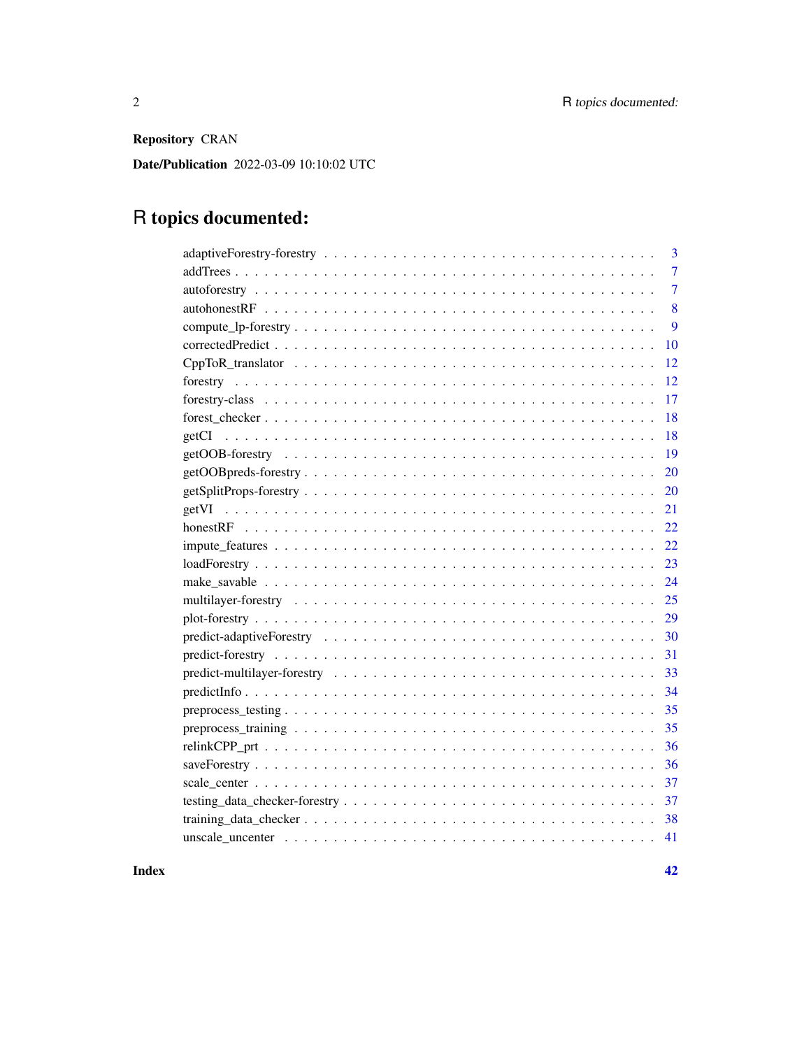**Repository** CRAN

**Date/Publication** 2022-03-09 10:10:02 UTC

# R topics documented:

| | |
|---|---|
| adaptiveForestry-forestry | 3 |
| addTrees | 7 |
| autoforestry | 7 |
| autohonestRF | 8 |
| compute_lp-forestry | 9 |
| correctedPredict | 10 |
| CppToR_translator | 12 |
| forestry | 12 |
| forestry-class | 17 |
| forest_checker | 18 |
| getCI | 18 |
| getOOB-forestry | 19 |
| getOOBpreds-forestry | 20 |
| getSplitProps-forestry | 20 |
| getVI | 21 |
| honestRF | 22 |
| impute_features | 22 |
| loadForestry | 23 |
| make_savable | 24 |
| multilayer-forestry | 25 |
| plot-forestry | 29 |
| predict-adaptiveForestry | 30 |
| predict-forestry | 31 |
| predict-multilayer-forestry | 33 |
| predictInfo | 34 |
| preprocess_testing | 35 |
| preprocess_training | 35 |
| relinkCPP_prt | 36 |
| saveForestry | 36 |
| scale_center | 37 |
| testing_data_checker-forestry | 37 |
| training_data_checker | 38 |
| unscale_uncenter | 41 |

**Index** **42**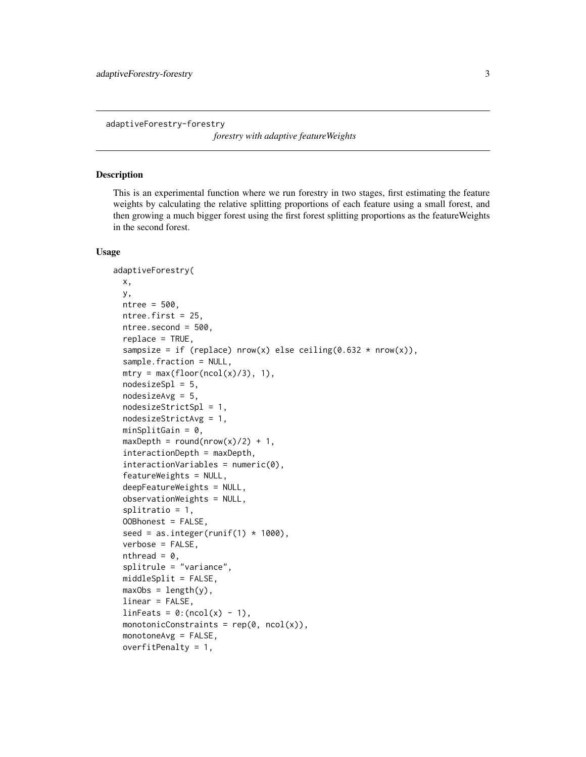adaptiveForestry-forestry

*forestry with adaptive featureWeights*

## Description

This is an experimental function where we run forestry in two stages, first estimating the feature weights by calculating the relative splitting proportions of each feature using a small forest, and then growing a much bigger forest using the first forest splitting proportions as the featureWeights in the second forest.

## Usage

```
adaptiveForestry(
  x,
  y,
  ntree = 500,
  ntree.first = 25,
  ntree.second = 500,
  replace = TRUE,
  sampsize = if (replace) nrow(x) else ceiling(0.632 * nrow(x)),
  sample.fraction = NULL,
  mtry = max(floor(ncol(x)/3), 1),
  nodesizeSpl = 5,
  nodesizeAvg = 5,
  nodesizeStrictSpl = 1,
  nodesizeStrictAvg = 1,
  minSplitGain = 0,
  maxDepth = round(nrow(x)/2) + 1,
  interactionDepth = maxDepth,
  interactionVariables = numeric(0),
  featureWeights = NULL,
  deepFeatureWeights = NULL,
  observationWeights = NULL,
  splitratio = 1,
  OOBhonest = FALSE,
  seed = as.integer(runif(1) * 1000),
  verbose = FALSE,
  nthread = 0,
  splitrule = "variance",
  middleSplit = FALSE,
  maxObs = length(y),
  linear = FALSE,
  linFeats = 0:(ncol(x) - 1),
  monotonicConstraints = rep(0, ncol(x)),
  monotoneAvg = FALSE,
  overfitPenalty = 1,
```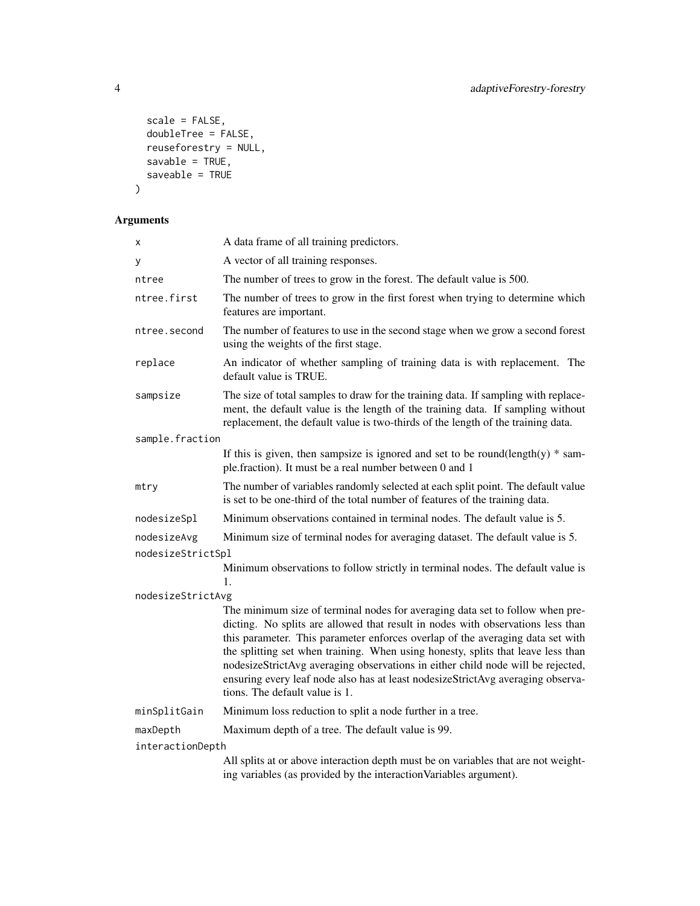```
  scale = FALSE,
  doubleTree = FALSE,
  reuseforestry = NULL,
  savable = TRUE,
  saveable = TRUE
)
```

## Arguments

| Argument | Description |
|---|---|
| `x` | A data frame of all training predictors. |
| `y` | A vector of all training responses. |
| `ntree` | The number of trees to grow in the forest. The default value is 500. |
| `ntree.first` | The number of trees to grow in the first forest when trying to determine which features are important. |
| `ntree.second` | The number of features to use in the second stage when we grow a second forest using the weights of the first stage. |
| `replace` | An indicator of whether sampling of training data is with replacement. The default value is TRUE. |
| `sampsize` | The size of total samples to draw for the training data. If sampling with replacement, the default value is the length of the training data. If sampling without replacement, the default value is two-thirds of the length of the training data. |
| `sample.fraction` | If this is given, then sampsize is ignored and set to be round(length(y) * sample.fraction). It must be a real number between 0 and 1 |
| `mtry` | The number of variables randomly selected at each split point. The default value is set to be one-third of the total number of features of the training data. |
| `nodesizeSpl` | Minimum observations contained in terminal nodes. The default value is 5. |
| `nodesizeAvg` | Minimum size of terminal nodes for averaging dataset. The default value is 5. |
| `nodesizeStrictSpl` | Minimum observations to follow strictly in terminal nodes. The default value is 1. |
| `nodesizeStrictAvg` | The minimum size of terminal nodes for averaging data set to follow when predicting. No splits are allowed that result in nodes with observations less than this parameter. This parameter enforces overlap of the averaging data set with the splitting set when training. When using honesty, splits that leave less than nodesizeStrictAvg averaging observations in either child node will be rejected, ensuring every leaf node also has at least nodesizeStrictAvg averaging observations. The default value is 1. |
| `minSplitGain` | Minimum loss reduction to split a node further in a tree. |
| `maxDepth` | Maximum depth of a tree. The default value is 99. |
| `interactionDepth` | All splits at or above interaction depth must be on variables that are not weighting variables (as provided by the interactionVariables argument). |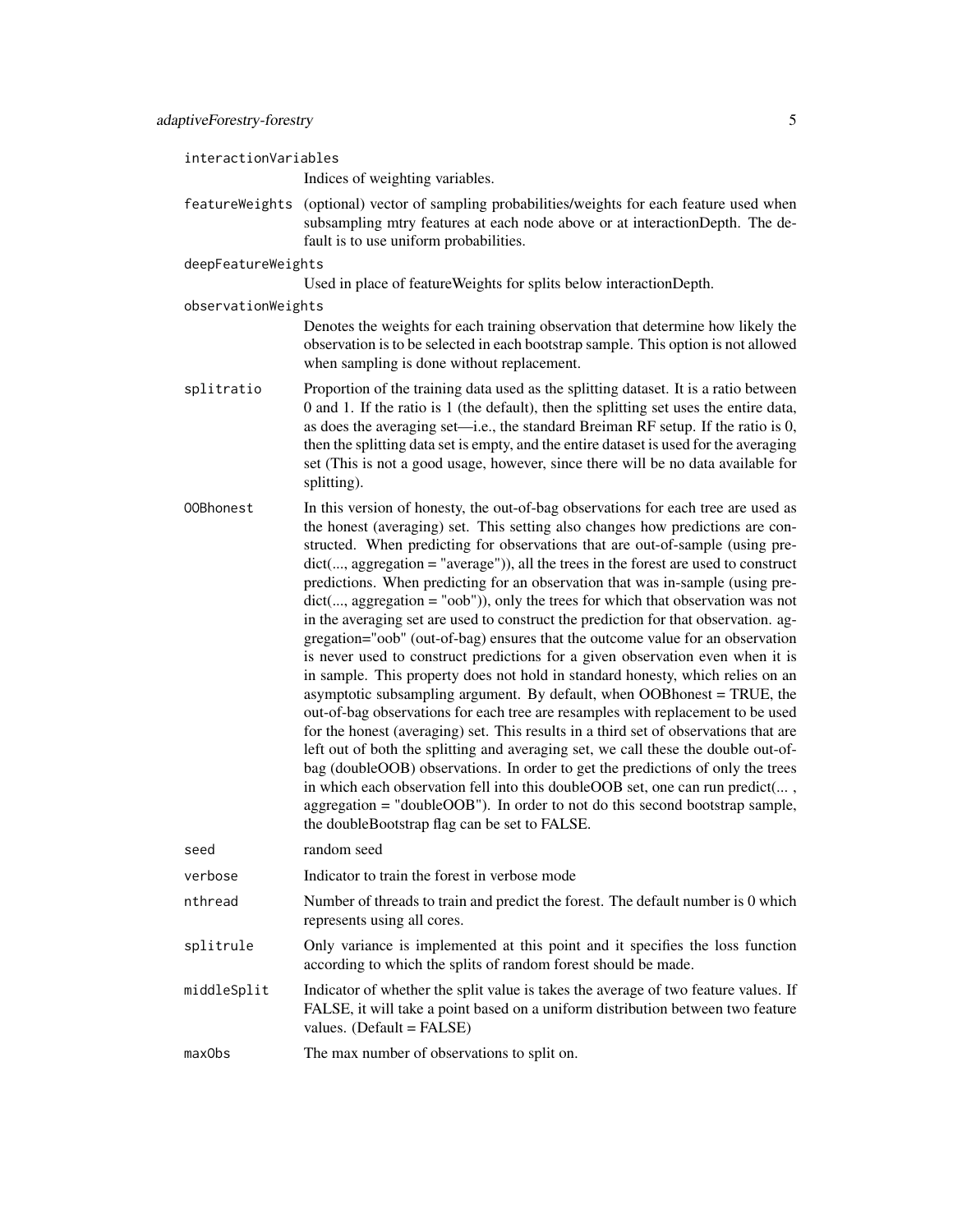interactionVariables
: Indices of weighting variables.

featureWeights
: (optional) vector of sampling probabilities/weights for each feature used when subsampling mtry features at each node above or at interactionDepth. The default is to use uniform probabilities.

deepFeatureWeights
: Used in place of featureWeights for splits below interactionDepth.

observationWeights
: Denotes the weights for each training observation that determine how likely the observation is to be selected in each bootstrap sample. This option is not allowed when sampling is done without replacement.

splitratio
: Proportion of the training data used as the splitting dataset. It is a ratio between 0 and 1. If the ratio is 1 (the default), then the splitting set uses the entire data, as does the averaging set—i.e., the standard Breiman RF setup. If the ratio is 0, then the splitting data set is empty, and the entire dataset is used for the averaging set (This is not a good usage, however, since there will be no data available for splitting).

OOBhonest
: In this version of honesty, the out-of-bag observations for each tree are used as the honest (averaging) set. This setting also changes how predictions are constructed. When predicting for observations that are out-of-sample (using predict(..., aggregation = "average")), all the trees in the forest are used to construct predictions. When predicting for an observation that was in-sample (using predict(..., aggregation = "oob")), only the trees for which that observation was not in the averaging set are used to construct the prediction for that observation. aggregation="oob" (out-of-bag) ensures that the outcome value for an observation is never used to construct predictions for a given observation even when it is in sample. This property does not hold in standard honesty, which relies on an asymptotic subsampling argument. By default, when OOBhonest = TRUE, the out-of-bag observations for each tree are resamples with replacement to be used for the honest (averaging) set. This results in a third set of observations that are left out of both the splitting and averaging set, we call these the double out-of-bag (doubleOOB) observations. In order to get the predictions of only the trees in which each observation fell into this doubleOOB set, one can run predict(... , aggregation = "doubleOOB"). In order to not do this second bootstrap sample, the doubleBootstrap flag can be set to FALSE.

seed
: random seed

verbose
: Indicator to train the forest in verbose mode

nthread
: Number of threads to train and predict the forest. The default number is 0 which represents using all cores.

splitrule
: Only variance is implemented at this point and it specifies the loss function according to which the splits of random forest should be made.

middleSplit
: Indicator of whether the split value is takes the average of two feature values. If FALSE, it will take a point based on a uniform distribution between two feature values. (Default = FALSE)

maxObs
: The max number of observations to split on.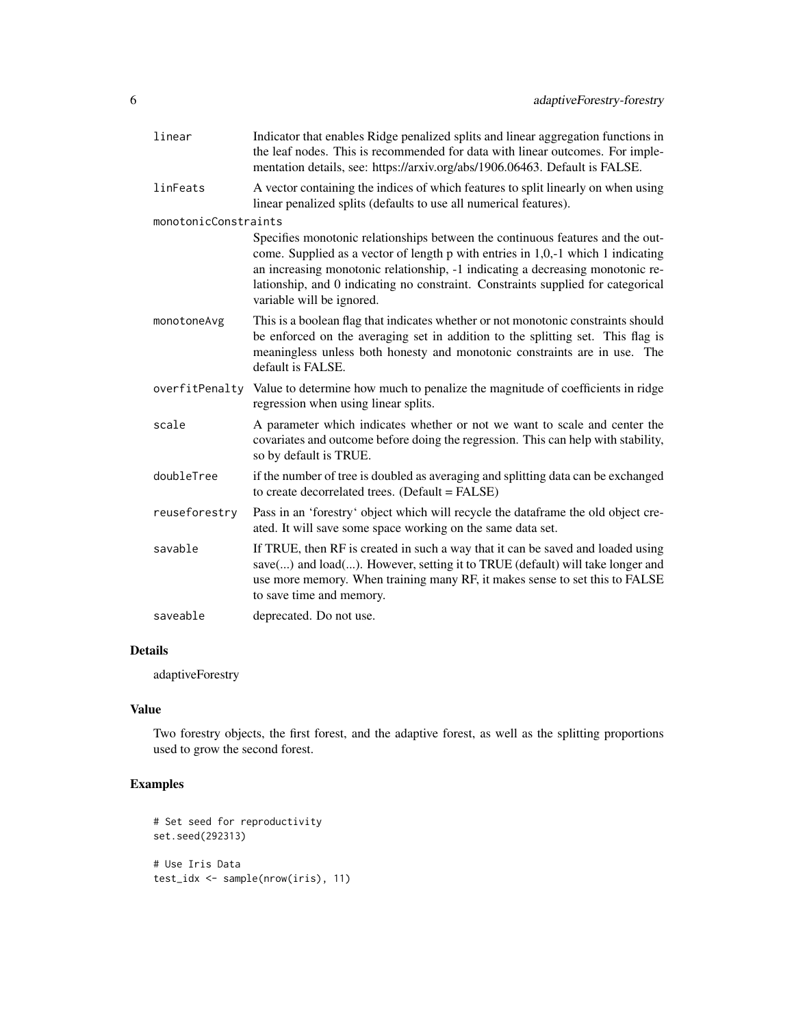| | |
|---|---|
| `linear` | Indicator that enables Ridge penalized splits and linear aggregation functions in the leaf nodes. This is recommended for data with linear outcomes. For implementation details, see: https://arxiv.org/abs/1906.06463. Default is FALSE. |
| `linFeats` | A vector containing the indices of which features to split linearly on when using linear penalized splits (defaults to use all numerical features). |
| `monotonicConstraints` | Specifies monotonic relationships between the continuous features and the outcome. Supplied as a vector of length p with entries in 1,0,-1 which 1 indicating an increasing monotonic relationship, -1 indicating a decreasing monotonic relationship, and 0 indicating no constraint. Constraints supplied for categorical variable will be ignored. |
| `monotoneAvg` | This is a boolean flag that indicates whether or not monotonic constraints should be enforced on the averaging set in addition to the splitting set. This flag is meaningless unless both honesty and monotonic constraints are in use. The default is FALSE. |
| `overfitPenalty` | Value to determine how much to penalize the magnitude of coefficients in ridge regression when using linear splits. |
| `scale` | A parameter which indicates whether or not we want to scale and center the covariates and outcome before doing the regression. This can help with stability, so by default is TRUE. |
| `doubleTree` | if the number of tree is doubled as averaging and splitting data can be exchanged to create decorrelated trees. (Default = FALSE) |
| `reuseforestry` | Pass in an 'forestry' object which will recycle the dataframe the old object created. It will save some space working on the same data set. |
| `savable` | If TRUE, then RF is created in such a way that it can be saved and loaded using save(...) and load(...). However, setting it to TRUE (default) will take longer and use more memory. When training many RF, it makes sense to set this to FALSE to save time and memory. |
| `saveable` | deprecated. Do not use. |

## Details

adaptiveForestry

## Value

Two forestry objects, the first forest, and the adaptive forest, as well as the splitting proportions used to grow the second forest.

## Examples

```
# Set seed for reproductivity
set.seed(292313)

# Use Iris Data
test_idx <- sample(nrow(iris), 11)
```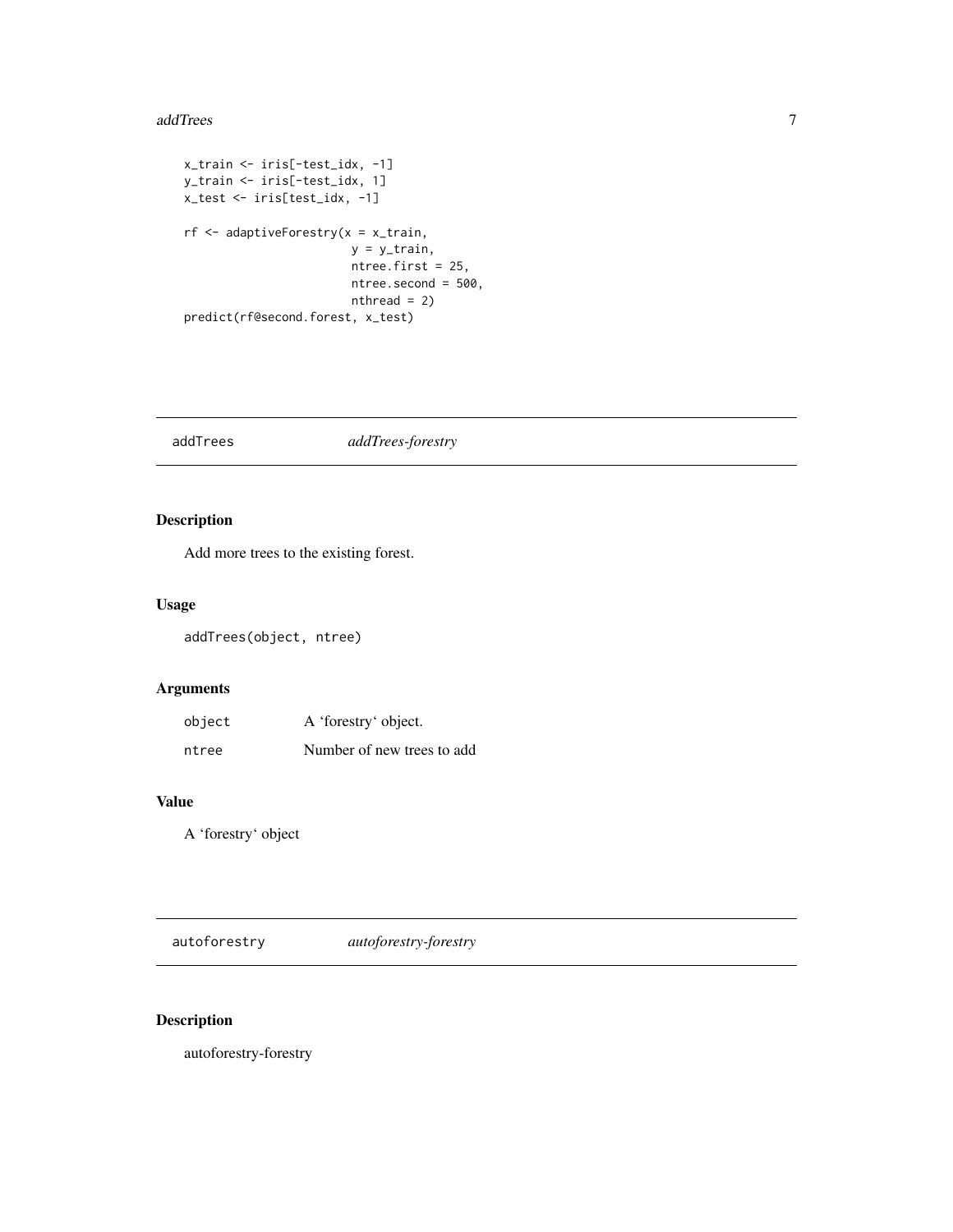```
x_train <- iris[-test_idx, -1]
y_train <- iris[-test_idx, 1]
x_test <- iris[test_idx, -1]

rf <- adaptiveForestry(x = x_train,
                       y = y_train,
                       ntree.first = 25,
                       ntree.second = 500,
                       nthread = 2)
predict(rf@second.forest, x_test)
```

## addTrees — *addTrees-forestry*

### Description

Add more trees to the existing forest.

### Usage

```
addTrees(object, ntree)
```

### Arguments

| | |
|---|---|
| object | A 'forestry' object. |
| ntree | Number of new trees to add |

### Value

A 'forestry' object

## autoforestry — *autoforestry-forestry*

### Description

autoforestry-forestry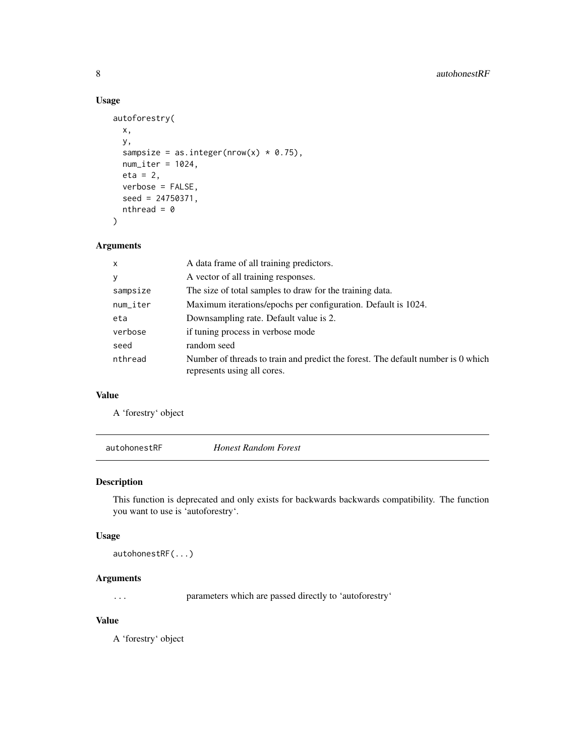### Usage

```
autoforestry(
  x,
  y,
  sampsize = as.integer(nrow(x) * 0.75),
  num_iter = 1024,
  eta = 2,
  verbose = FALSE,
  seed = 24750371,
  nthread = 0
)
```

### Arguments

| | |
|---|---|
| x | A data frame of all training predictors. |
| y | A vector of all training responses. |
| sampsize | The size of total samples to draw for the training data. |
| num_iter | Maximum iterations/epochs per configuration. Default is 1024. |
| eta | Downsampling rate. Default value is 2. |
| verbose | if tuning process in verbose mode |
| seed | random seed |
| nthread | Number of threads to train and predict the forest. The default number is 0 which represents using all cores. |

### Value

A 'forestry' object

---

## autohonestRF *Honest Random Forest*

### Description

This function is deprecated and only exists for backwards backwards compatibility. The function you want to use is 'autoforestry'.

### Usage

```
autohonestRF(...)
```

### Arguments

| | |
|---|---|
| ... | parameters which are passed directly to 'autoforestry' |

### Value

A 'forestry' object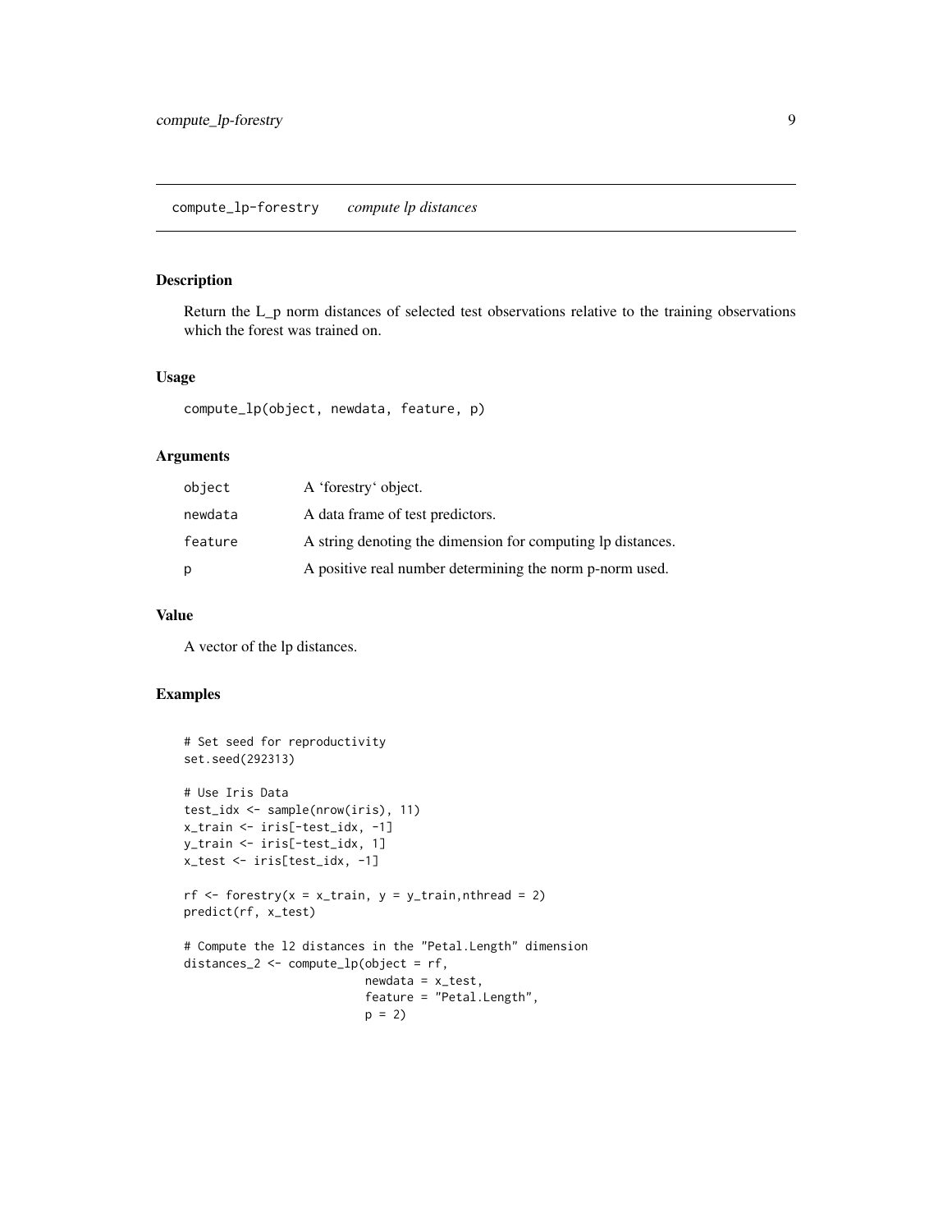## compute_lp-forestry *compute lp distances*

### Description

Return the L_p norm distances of selected test observations relative to the training observations which the forest was trained on.

### Usage

```
compute_lp(object, newdata, feature, p)
```

### Arguments

| | |
|---|---|
| `object` | A 'forestry' object. |
| `newdata` | A data frame of test predictors. |
| `feature` | A string denoting the dimension for computing lp distances. |
| `p` | A positive real number determining the norm p-norm used. |

### Value

A vector of the lp distances.

### Examples

```
# Set seed for reproductivity
set.seed(292313)

# Use Iris Data
test_idx <- sample(nrow(iris), 11)
x_train <- iris[-test_idx, -1]
y_train <- iris[-test_idx, 1]
x_test <- iris[test_idx, -1]

rf <- forestry(x = x_train, y = y_train,nthread = 2)
predict(rf, x_test)

# Compute the l2 distances in the "Petal.Length" dimension
distances_2 <- compute_lp(object = rf,
                          newdata = x_test,
                          feature = "Petal.Length",
                          p = 2)
```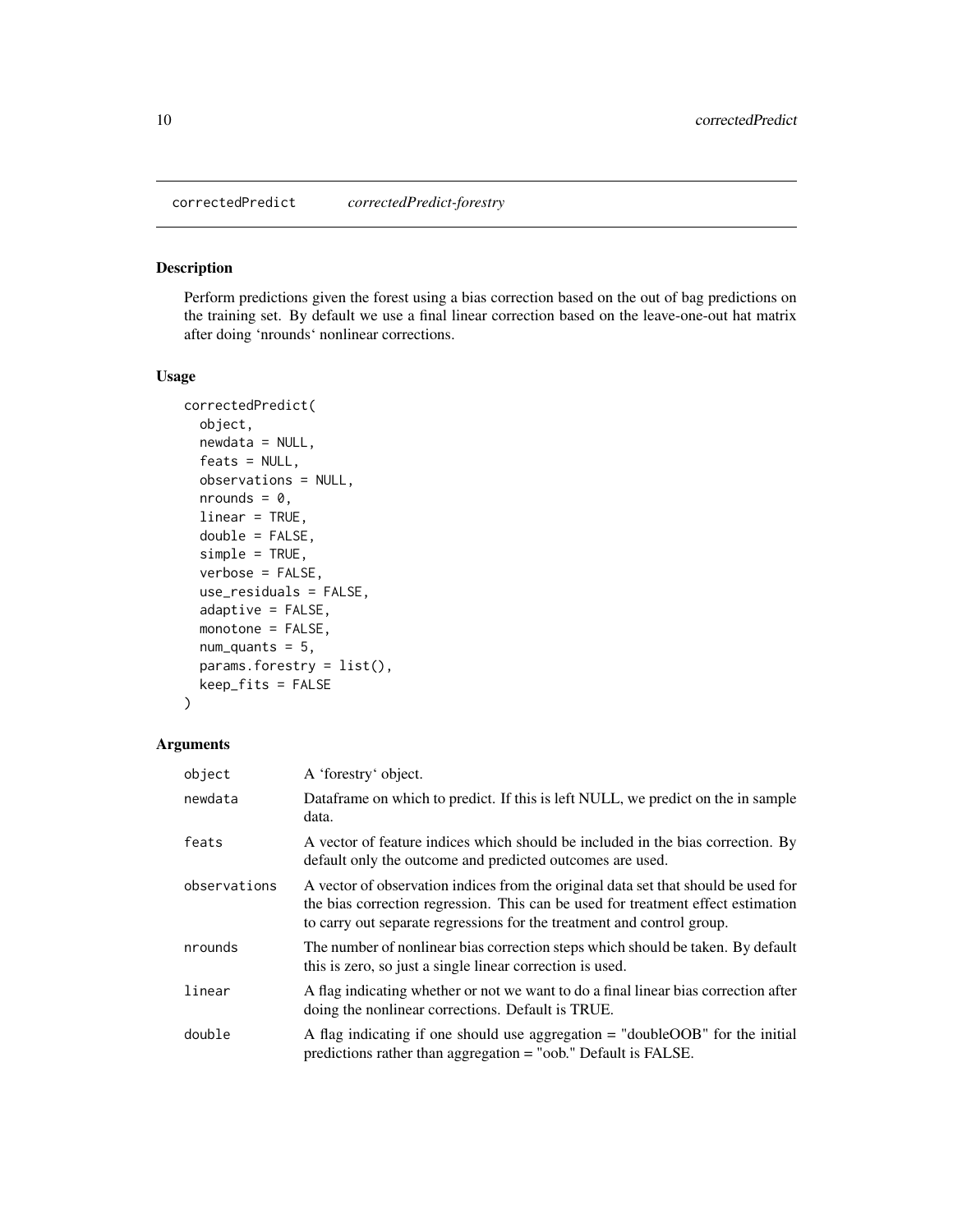## correctedPredict *correctedPredict-forestry*

### Description

Perform predictions given the forest using a bias correction based on the out of bag predictions on the training set. By default we use a final linear correction based on the leave-one-out hat matrix after doing 'nrounds' nonlinear corrections.

### Usage

```
correctedPredict(
  object,
  newdata = NULL,
  feats = NULL,
  observations = NULL,
  nrounds = 0,
  linear = TRUE,
  double = FALSE,
  simple = TRUE,
  verbose = FALSE,
  use_residuals = FALSE,
  adaptive = FALSE,
  monotone = FALSE,
  num_quants = 5,
  params.forestry = list(),
  keep_fits = FALSE
)
```

### Arguments

| | |
|---|---|
| object | A 'forestry' object. |
| newdata | Dataframe on which to predict. If this is left NULL, we predict on the in sample data. |
| feats | A vector of feature indices which should be included in the bias correction. By default only the outcome and predicted outcomes are used. |
| observations | A vector of observation indices from the original data set that should be used for the bias correction regression. This can be used for treatment effect estimation to carry out separate regressions for the treatment and control group. |
| nrounds | The number of nonlinear bias correction steps which should be taken. By default this is zero, so just a single linear correction is used. |
| linear | A flag indicating whether or not we want to do a final linear bias correction after doing the nonlinear corrections. Default is TRUE. |
| double | A flag indicating if one should use aggregation = "doubleOOB" for the initial predictions rather than aggregation = "oob." Default is FALSE. |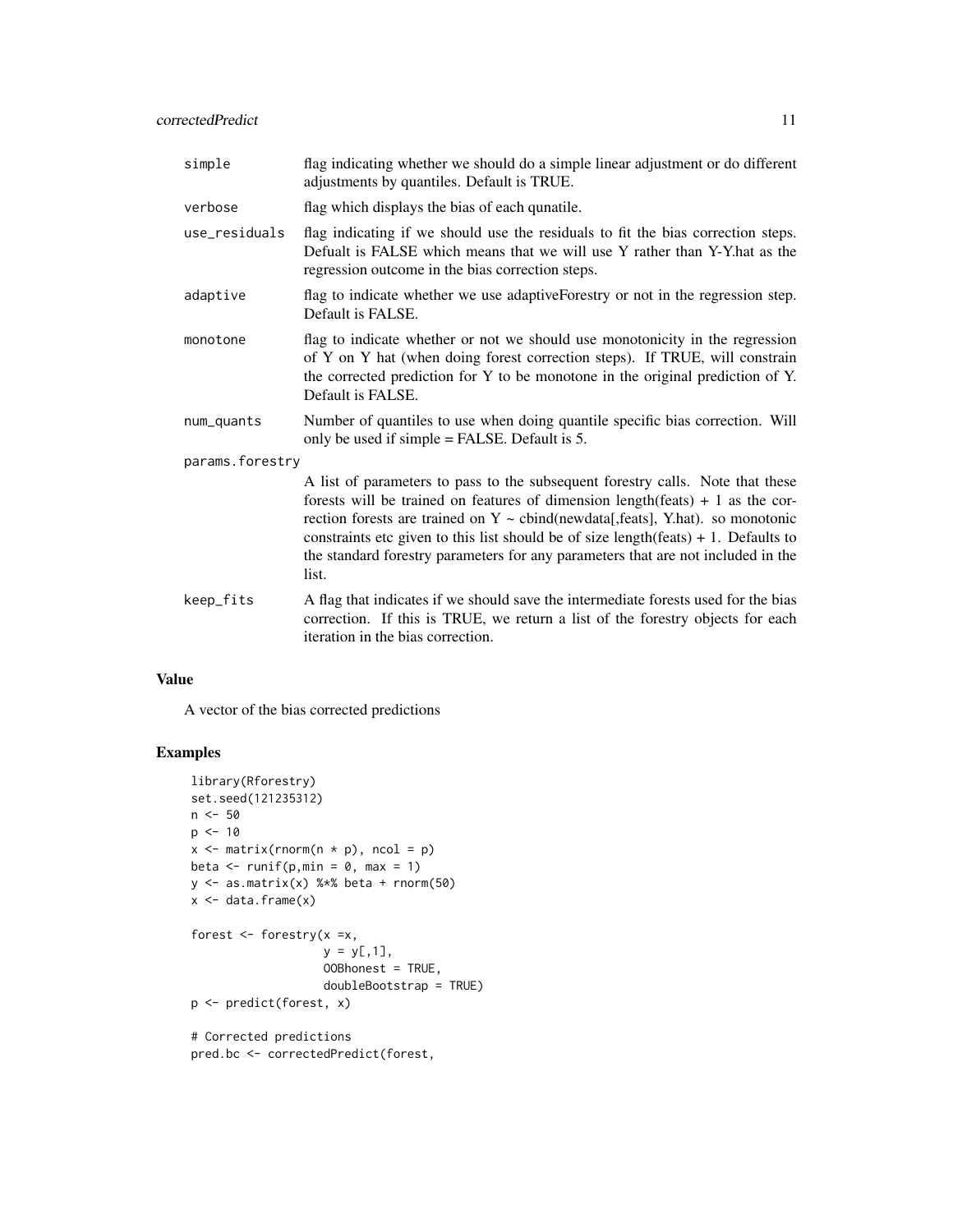| | |
|---|---|
| `simple` | flag indicating whether we should do a simple linear adjustment or do different adjustments by quantiles. Default is TRUE. |
| `verbose` | flag which displays the bias of each qunatile. |
| `use_residuals` | flag indicating if we should use the residuals to fit the bias correction steps. Defualt is FALSE which means that we will use Y rather than Y-Y.hat as the regression outcome in the bias correction steps. |
| `adaptive` | flag to indicate whether we use adaptiveForestry or not in the regression step. Default is FALSE. |
| `monotone` | flag to indicate whether or not we should use monotonicity in the regression of Y on Y hat (when doing forest correction steps). If TRUE, will constrain the corrected prediction for Y to be monotone in the original prediction of Y. Default is FALSE. |
| `num_quants` | Number of quantiles to use when doing quantile specific bias correction. Will only be used if simple = FALSE. Default is 5. |
| `params.forestry` | A list of parameters to pass to the subsequent forestry calls. Note that these forests will be trained on features of dimension length(feats) + 1 as the correction forests are trained on Y ~ cbind(newdata[,feats], Y.hat). so monotonic constraints etc given to this list should be of size length(feats) + 1. Defaults to the standard forestry parameters for any parameters that are not included in the list. |
| `keep_fits` | A flag that indicates if we should save the intermediate forests used for the bias correction. If this is TRUE, we return a list of the forestry objects for each iteration in the bias correction. |

## Value

A vector of the bias corrected predictions

## Examples

```
library(Rforestry)
set.seed(121235312)
n <- 50
p <- 10
x <- matrix(rnorm(n * p), ncol = p)
beta <- runif(p,min = 0, max = 1)
y <- as.matrix(x) %*% beta + rnorm(50)
x <- data.frame(x)

forest <- forestry(x =x,
                   y = y[,1],
                   OOBhonest = TRUE,
                   doubleBootstrap = TRUE)
p <- predict(forest, x)

# Corrected predictions
pred.bc <- correctedPredict(forest,
```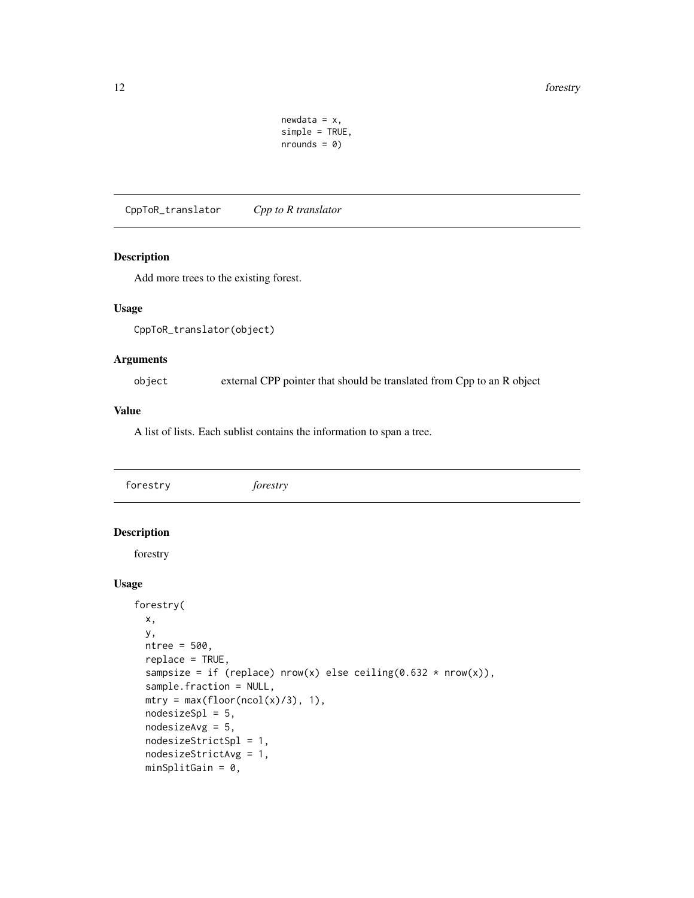```
                        newdata = x,
                        simple = TRUE,
                        nrounds = 0)
```

## CppToR_translator    *Cpp to R translator*

### Description

Add more trees to the existing forest.

### Usage

```
CppToR_translator(object)
```

### Arguments

| | |
|---|---|
| object | external CPP pointer that should be translated from Cpp to an R object |

### Value

A list of lists. Each sublist contains the information to span a tree.

## forestry    *forestry*

### Description

forestry

### Usage

```
forestry(
  x,
  y,
  ntree = 500,
  replace = TRUE,
  sampsize = if (replace) nrow(x) else ceiling(0.632 * nrow(x)),
  sample.fraction = NULL,
  mtry = max(floor(ncol(x)/3), 1),
  nodesizeSpl = 5,
  nodesizeAvg = 5,
  nodesizeStrictSpl = 1,
  nodesizeStrictAvg = 1,
  minSplitGain = 0,
```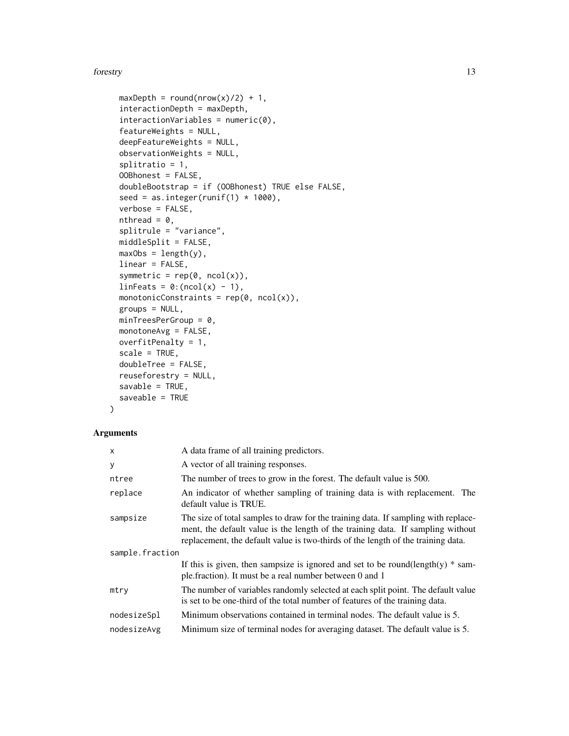```
  maxDepth = round(nrow(x)/2) + 1,
  interactionDepth = maxDepth,
  interactionVariables = numeric(0),
  featureWeights = NULL,
  deepFeatureWeights = NULL,
  observationWeights = NULL,
  splitratio = 1,
  OOBhonest = FALSE,
  doubleBootstrap = if (OOBhonest) TRUE else FALSE,
  seed = as.integer(runif(1) * 1000),
  verbose = FALSE,
  nthread = 0,
  splitrule = "variance",
  middleSplit = FALSE,
  maxObs = length(y),
  linear = FALSE,
  symmetric = rep(0, ncol(x)),
  linFeats = 0:(ncol(x) - 1),
  monotonicConstraints = rep(0, ncol(x)),
  groups = NULL,
  minTreesPerGroup = 0,
  monotoneAvg = FALSE,
  overfitPenalty = 1,
  scale = TRUE,
  doubleTree = FALSE,
  reuseforestry = NULL,
  savable = TRUE,
  saveable = TRUE
)
```

## Arguments

| | |
|---|---|
| x | A data frame of all training predictors. |
| y | A vector of all training responses. |
| ntree | The number of trees to grow in the forest. The default value is 500. |
| replace | An indicator of whether sampling of training data is with replacement. The default value is TRUE. |
| sampsize | The size of total samples to draw for the training data. If sampling with replacement, the default value is the length of the training data. If sampling without replacement, the default value is two-thirds of the length of the training data. |
| sample.fraction | If this is given, then sampsize is ignored and set to be round(length(y) * sample.fraction). It must be a real number between 0 and 1 |
| mtry | The number of variables randomly selected at each split point. The default value is set to be one-third of the total number of features of the training data. |
| nodesizeSpl | Minimum observations contained in terminal nodes. The default value is 5. |
| nodesizeAvg | Minimum size of terminal nodes for averaging dataset. The default value is 5. |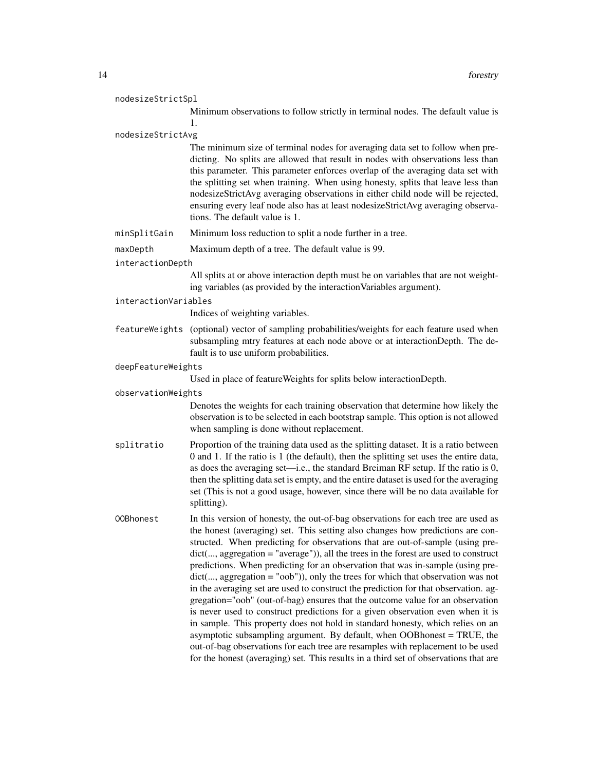`nodesizeStrictSpl`
: Minimum observations to follow strictly in terminal nodes. The default value is 1.

`nodesizeStrictAvg`
: The minimum size of terminal nodes for averaging data set to follow when predicting. No splits are allowed that result in nodes with observations less than this parameter. This parameter enforces overlap of the averaging data set with the splitting set when training. When using honesty, splits that leave less than nodesizeStrictAvg averaging observations in either child node will be rejected, ensuring every leaf node also has at least nodesizeStrictAvg averaging observations. The default value is 1.

`minSplitGain`
: Minimum loss reduction to split a node further in a tree.

`maxDepth`
: Maximum depth of a tree. The default value is 99.

`interactionDepth`
: All splits at or above interaction depth must be on variables that are not weighting variables (as provided by the interactionVariables argument).

`interactionVariables`
: Indices of weighting variables.

`featureWeights`
: (optional) vector of sampling probabilities/weights for each feature used when subsampling mtry features at each node above or at interactionDepth. The default is to use uniform probabilities.

`deepFeatureWeights`
: Used in place of featureWeights for splits below interactionDepth.

`observationWeights`
: Denotes the weights for each training observation that determine how likely the observation is to be selected in each bootstrap sample. This option is not allowed when sampling is done without replacement.

`splitratio`
: Proportion of the training data used as the splitting dataset. It is a ratio between 0 and 1. If the ratio is 1 (the default), then the splitting set uses the entire data, as does the averaging set—i.e., the standard Breiman RF setup. If the ratio is 0, then the splitting data set is empty, and the entire dataset is used for the averaging set (This is not a good usage, however, since there will be no data available for splitting).

`OOBhonest`
: In this version of honesty, the out-of-bag observations for each tree are used as the honest (averaging) set. This setting also changes how predictions are constructed. When predicting for observations that are out-of-sample (using predict(..., aggregation = "average")), all the trees in the forest are used to construct predictions. When predicting for an observation that was in-sample (using predict(..., aggregation = "oob")), only the trees for which that observation was not in the averaging set are used to construct the prediction for that observation. aggregation="oob" (out-of-bag) ensures that the outcome value for an observation is never used to construct predictions for a given observation even when it is in sample. This property does not hold in standard honesty, which relies on an asymptotic subsampling argument. By default, when OOBhonest = TRUE, the out-of-bag observations for each tree are resamples with replacement to be used for the honest (averaging) set. This results in a third set of observations that are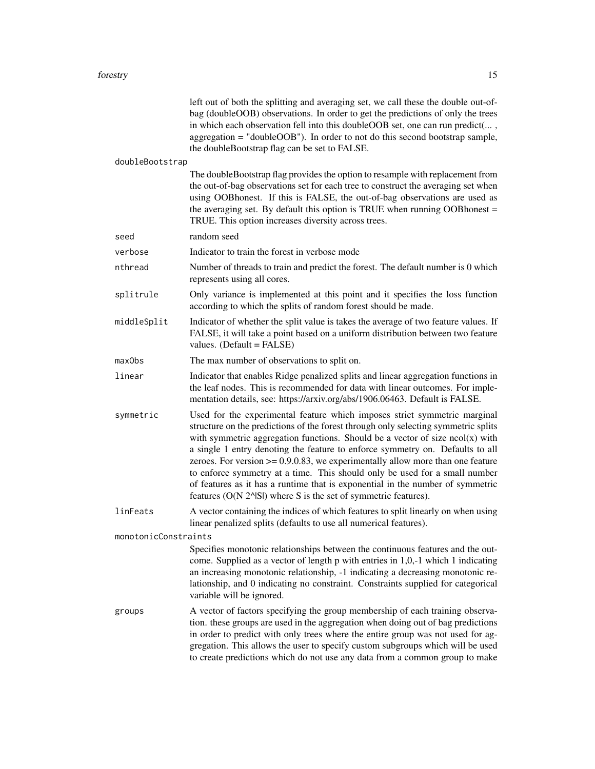left out of both the splitting and averaging set, we call these the double out-of-bag (doubleOOB) observations. In order to get the predictions of only the trees in which each observation fell into this doubleOOB set, one can run predict(... , aggregation = "doubleOOB"). In order to not do this second bootstrap sample, the doubleBootstrap flag can be set to FALSE.

`doubleBootstrap`
: The doubleBootstrap flag provides the option to resample with replacement from the out-of-bag observations set for each tree to construct the averaging set when using OOBhonest. If this is FALSE, the out-of-bag observations are used as the averaging set. By default this option is TRUE when running OOBhonest = TRUE. This option increases diversity across trees.

`seed`
: random seed

`verbose`
: Indicator to train the forest in verbose mode

`nthread`
: Number of threads to train and predict the forest. The default number is 0 which represents using all cores.

`splitrule`
: Only variance is implemented at this point and it specifies the loss function according to which the splits of random forest should be made.

`middleSplit`
: Indicator of whether the split value is takes the average of two feature values. If FALSE, it will take a point based on a uniform distribution between two feature values. (Default = FALSE)

`maxObs`
: The max number of observations to split on.

`linear`
: Indicator that enables Ridge penalized splits and linear aggregation functions in the leaf nodes. This is recommended for data with linear outcomes. For implementation details, see: https://arxiv.org/abs/1906.06463. Default is FALSE.

`symmetric`
: Used for the experimental feature which imposes strict symmetric marginal structure on the predictions of the forest through only selecting symmetric splits with symmetric aggregation functions. Should be a vector of size ncol(x) with a single 1 entry denoting the feature to enforce symmetry on. Defaults to all zeroes. For version >= 0.9.0.83, we experimentally allow more than one feature to enforce symmetry at a time. This should only be used for a small number of features as it has a runtime that is exponential in the number of symmetric features (O(N 2^|S|) where S is the set of symmetric features).

`linFeats`
: A vector containing the indices of which features to split linearly on when using linear penalized splits (defaults to use all numerical features).

`monotonicConstraints`
: Specifies monotonic relationships between the continuous features and the outcome. Supplied as a vector of length p with entries in 1,0,-1 which 1 indicating an increasing monotonic relationship, -1 indicating a decreasing monotonic relationship, and 0 indicating no constraint. Constraints supplied for categorical variable will be ignored.

`groups`
: A vector of factors specifying the group membership of each training observation. these groups are used in the aggregation when doing out of bag predictions in order to predict with only trees where the entire group was not used for aggregation. This allows the user to specify custom subgroups which will be used to create predictions which do not use any data from a common group to make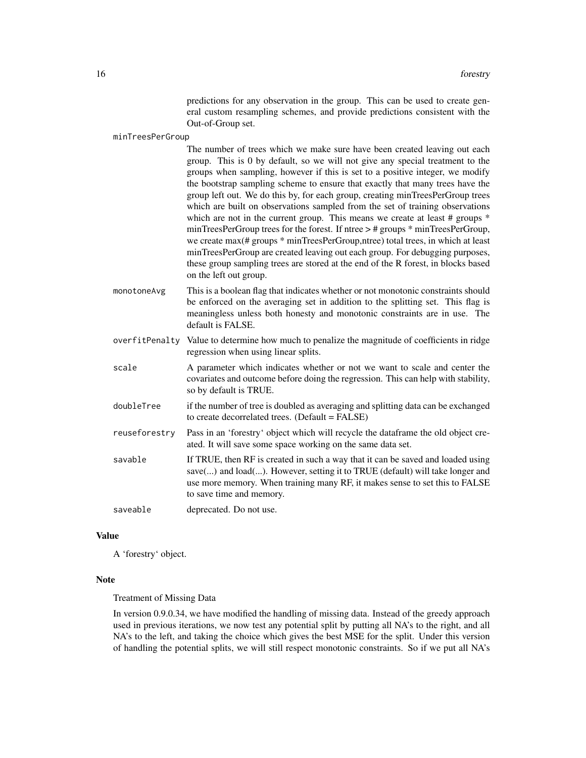predictions for any observation in the group. This can be used to create general custom resampling schemes, and provide predictions consistent with the Out-of-Group set.

`minTreesPerGroup`
: The number of trees which we make sure have been created leaving out each group. This is 0 by default, so we will not give any special treatment to the groups when sampling, however if this is set to a positive integer, we modify the bootstrap sampling scheme to ensure that exactly that many trees have the group left out. We do this by, for each group, creating minTreesPerGroup trees which are built on observations sampled from the set of training observations which are not in the current group. This means we create at least # groups * minTreesPerGroup trees for the forest. If ntree > # groups * minTreesPerGroup, we create max(# groups * minTreesPerGroup,ntree) total trees, in which at least minTreesPerGroup are created leaving out each group. For debugging purposes, these group sampling trees are stored at the end of the R forest, in blocks based on the left out group.

`monotoneAvg`
: This is a boolean flag that indicates whether or not monotonic constraints should be enforced on the averaging set in addition to the splitting set. This flag is meaningless unless both honesty and monotonic constraints are in use. The default is FALSE.

`overfitPenalty`
: Value to determine how much to penalize the magnitude of coefficients in ridge regression when using linear splits.

`scale`
: A parameter which indicates whether or not we want to scale and center the covariates and outcome before doing the regression. This can help with stability, so by default is TRUE.

`doubleTree`
: if the number of tree is doubled as averaging and splitting data can be exchanged to create decorrelated trees. (Default = FALSE)

`reuseforestry`
: Pass in an 'forestry' object which will recycle the dataframe the old object created. It will save some space working on the same data set.

`savable`
: If TRUE, then RF is created in such a way that it can be saved and loaded using save(...) and load(...). However, setting it to TRUE (default) will take longer and use more memory. When training many RF, it makes sense to set this to FALSE to save time and memory.

`saveable`
: deprecated. Do not use.

## Value

A 'forestry' object.

## Note

Treatment of Missing Data

In version 0.9.0.34, we have modified the handling of missing data. Instead of the greedy approach used in previous iterations, we now test any potential split by putting all NA's to the right, and all NA's to the left, and taking the choice which gives the best MSE for the split. Under this version of handling the potential splits, we will still respect monotonic constraints. So if we put all NA's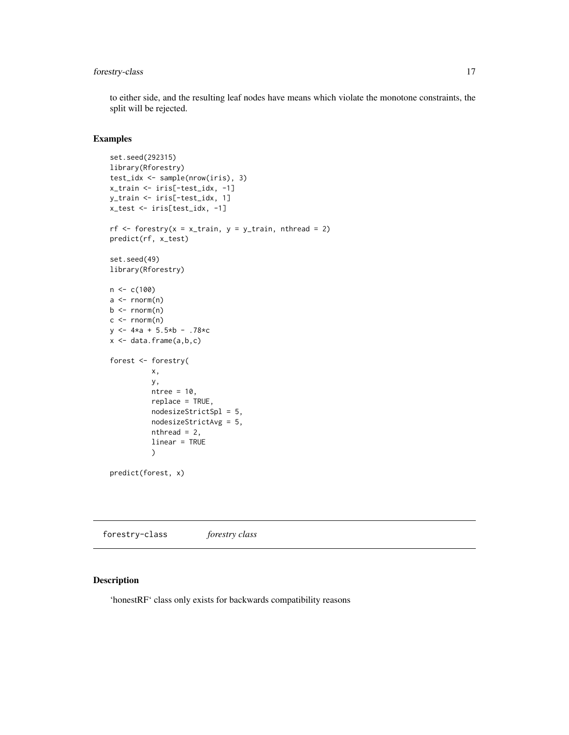to either side, and the resulting leaf nodes have means which violate the monotone constraints, the split will be rejected.

## Examples

```
set.seed(292315)
library(Rforestry)
test_idx <- sample(nrow(iris), 3)
x_train <- iris[-test_idx, -1]
y_train <- iris[-test_idx, 1]
x_test <- iris[test_idx, -1]

rf <- forestry(x = x_train, y = y_train, nthread = 2)
predict(rf, x_test)

set.seed(49)
library(Rforestry)

n <- c(100)
a <- rnorm(n)
b <- rnorm(n)
c <- rnorm(n)
y <- 4*a + 5.5*b - .78*c
x <- data.frame(a,b,c)

forest <- forestry(
          x,
          y,
          ntree = 10,
          replace = TRUE,
          nodesizeStrictSpl = 5,
          nodesizeStrictAvg = 5,
          nthread = 2,
          linear = TRUE
          )

predict(forest, x)
```

---

# forestry-class *forestry class*

---

## Description

'honestRF' class only exists for backwards compatibility reasons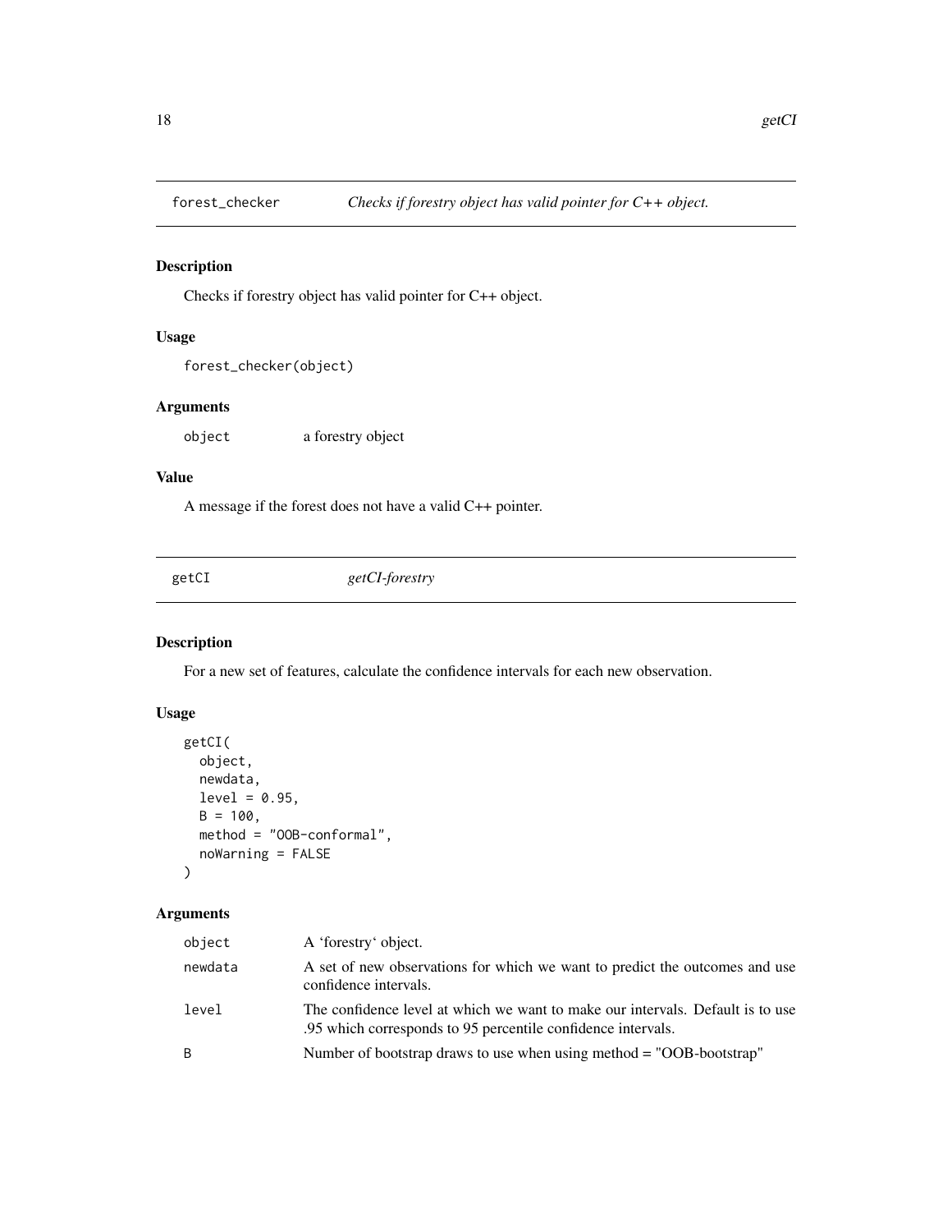## forest_checker — *Checks if forestry object has valid pointer for C++ object.*

### Description

Checks if forestry object has valid pointer for C++ object.

### Usage

```
forest_checker(object)
```

### Arguments

| | |
|---|---|
| object | a forestry object |

### Value

A message if the forest does not have a valid C++ pointer.

## getCI — *getCI-forestry*

### Description

For a new set of features, calculate the confidence intervals for each new observation.

### Usage

```
getCI(
  object,
  newdata,
  level = 0.95,
  B = 100,
  method = "OOB-conformal",
  noWarning = FALSE
)
```

### Arguments

| | |
|---|---|
| object | A 'forestry' object. |
| newdata | A set of new observations for which we want to predict the outcomes and use confidence intervals. |
| level | The confidence level at which we want to make our intervals. Default is to use .95 which corresponds to 95 percentile confidence intervals. |
| B | Number of bootstrap draws to use when using method = "OOB-bootstrap" |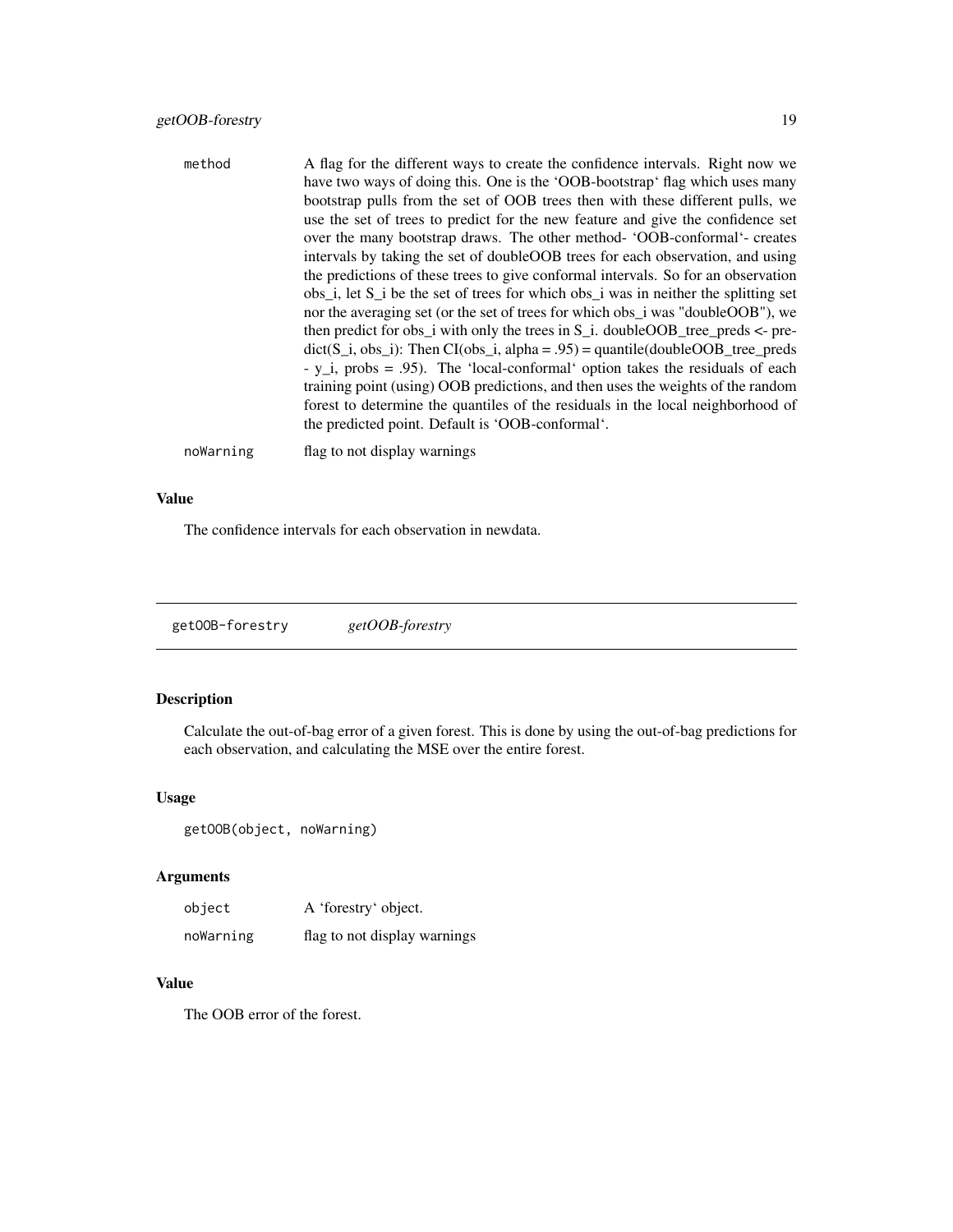| | |
|---|---|
| method | A flag for the different ways to create the confidence intervals. Right now we have two ways of doing this. One is the 'OOB-bootstrap' flag which uses many bootstrap pulls from the set of OOB trees then with these different pulls, we use the set of trees to predict for the new feature and give the confidence set over the many bootstrap draws. The other method- 'OOB-conformal'- creates intervals by taking the set of doubleOOB trees for each observation, and using the predictions of these trees to give conformal intervals. So for an observation obs_i, let S_i be the set of trees for which obs_i was in neither the splitting set nor the averaging set (or the set of trees for which obs_i was "doubleOOB"), we then predict for obs_i with only the trees in S_i. doubleOOB_tree_preds <- predict(S_i, obs_i): Then CI(obs_i, alpha = .95) = quantile(doubleOOB_tree_preds - y_i, probs = .95). The 'local-conformal' option takes the residuals of each training point (using) OOB predictions, and then uses the weights of the random forest to determine the quantiles of the residuals in the local neighborhood of the predicted point. Default is 'OOB-conformal'. |
| noWarning | flag to not display warnings |

### Value

The confidence intervals for each observation in newdata.

---

## getOOB-forestry *getOOB-forestry*

### Description

Calculate the out-of-bag error of a given forest. This is done by using the out-of-bag predictions for each observation, and calculating the MSE over the entire forest.

### Usage

```
getOOB(object, noWarning)
```

### Arguments

| | |
|---|---|
| object | A 'forestry' object. |
| noWarning | flag to not display warnings |

### Value

The OOB error of the forest.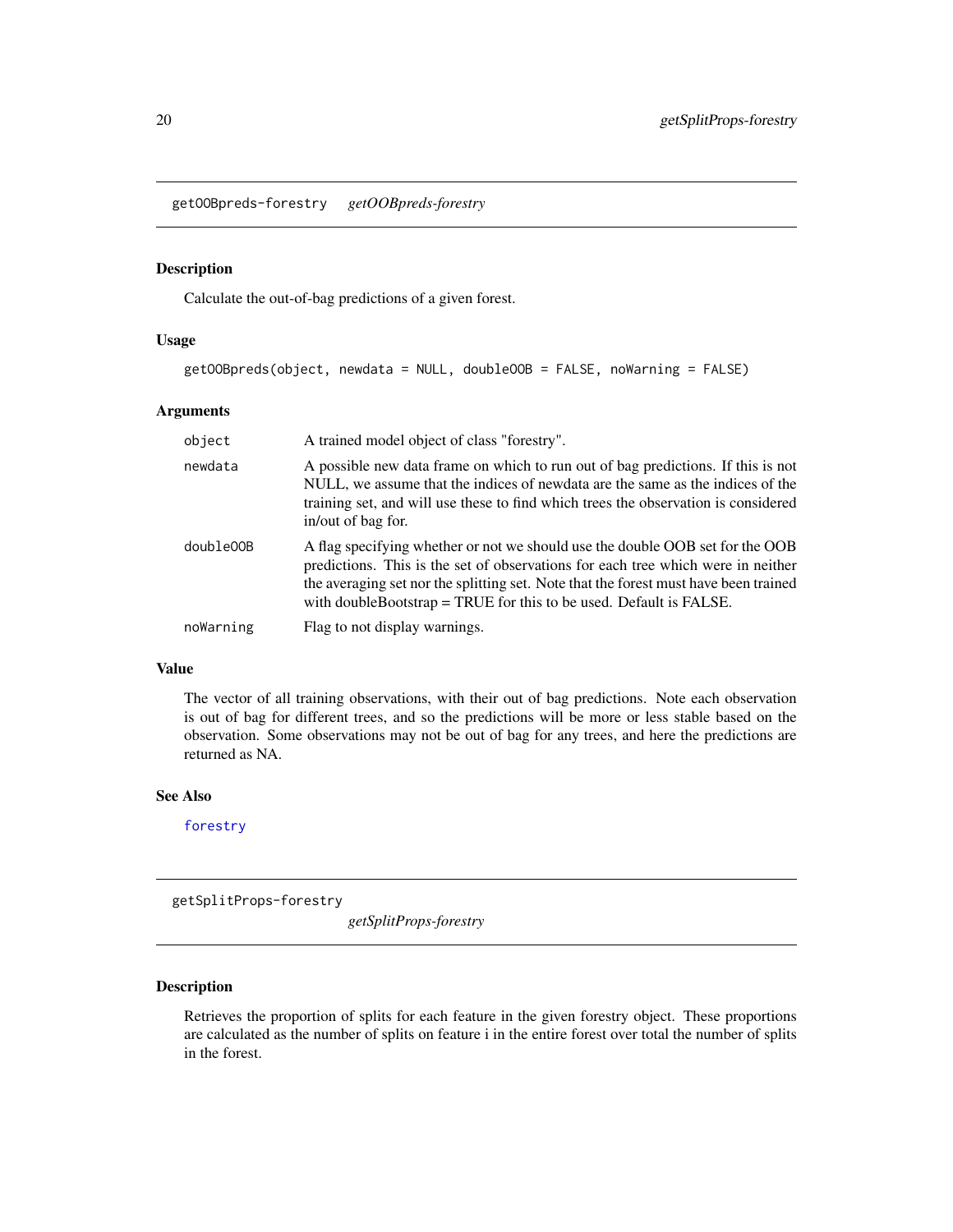## getOOBpreds-forestry *getOOBpreds-forestry*

### Description

Calculate the out-of-bag predictions of a given forest.

### Usage

```
getOOBpreds(object, newdata = NULL, doubleOOB = FALSE, noWarning = FALSE)
```

### Arguments

| | |
|---|---|
| object | A trained model object of class "forestry". |
| newdata | A possible new data frame on which to run out of bag predictions. If this is not NULL, we assume that the indices of newdata are the same as the indices of the training set, and will use these to find which trees the observation is considered in/out of bag for. |
| doubleOOB | A flag specifying whether or not we should use the double OOB set for the OOB predictions. This is the set of observations for each tree which were in neither the averaging set nor the splitting set. Note that the forest must have been trained with doubleBootstrap = TRUE for this to be used. Default is FALSE. |
| noWarning | Flag to not display warnings. |

### Value

The vector of all training observations, with their out of bag predictions. Note each observation is out of bag for different trees, and so the predictions will be more or less stable based on the observation. Some observations may not be out of bag for any trees, and here the predictions are returned as NA.

### See Also

forestry

## getSplitProps-forestry *getSplitProps-forestry*

### Description

Retrieves the proportion of splits for each feature in the given forestry object. These proportions are calculated as the number of splits on feature i in the entire forest over total the number of splits in the forest.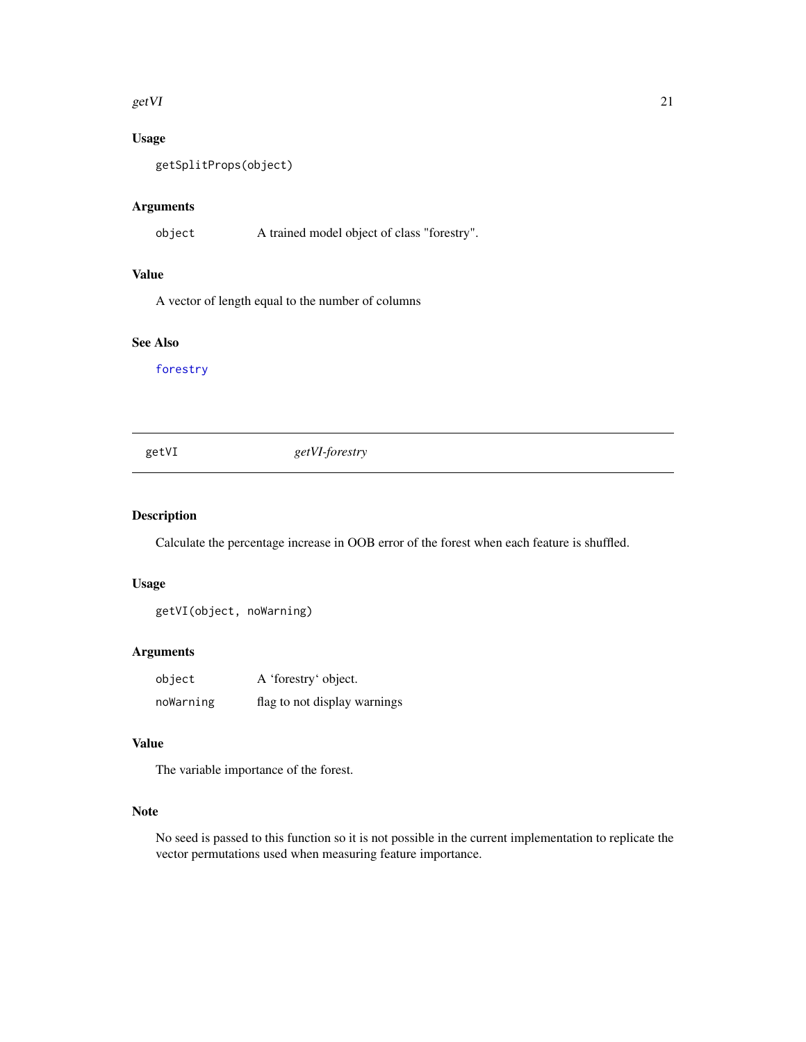### Usage

```
getSplitProps(object)
```

### Arguments

| | |
|---|---|
| object | A trained model object of class "forestry". |

### Value

A vector of length equal to the number of columns

### See Also

forestry

---

## getVI *getVI-forestry*

---

### Description

Calculate the percentage increase in OOB error of the forest when each feature is shuffled.

### Usage

```
getVI(object, noWarning)
```

### Arguments

| | |
|---|---|
| object | A 'forestry' object. |
| noWarning | flag to not display warnings |

### Value

The variable importance of the forest.

### Note

No seed is passed to this function so it is not possible in the current implementation to replicate the vector permutations used when measuring feature importance.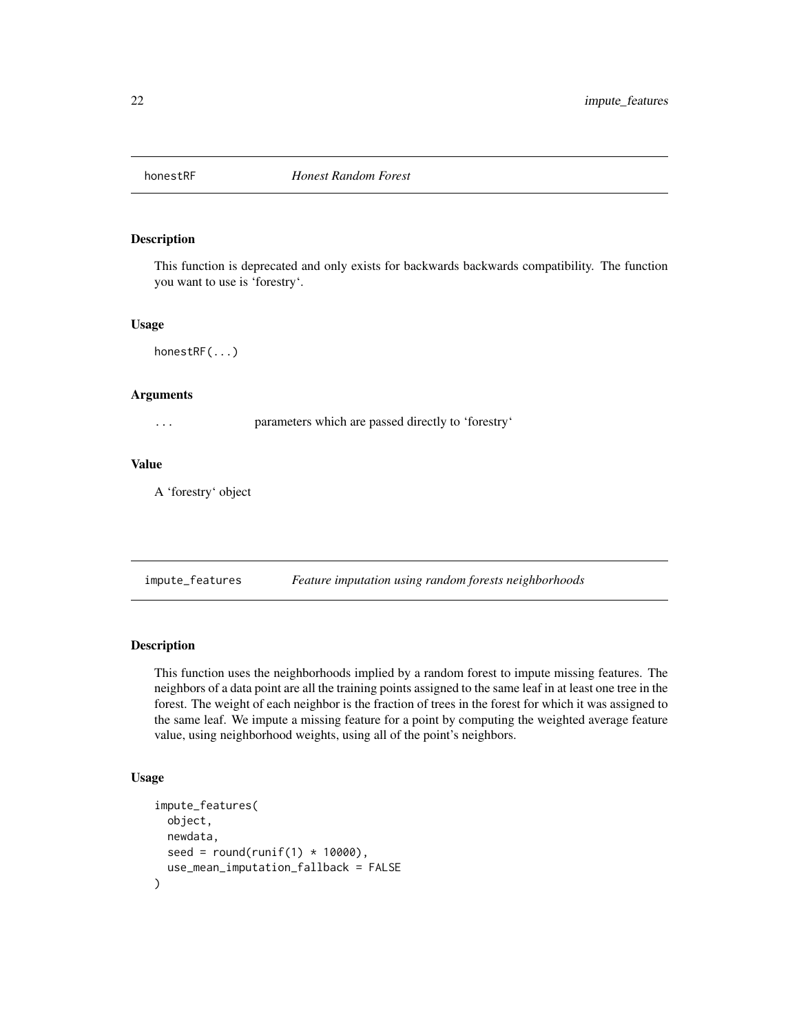## honestRF *Honest Random Forest*

### Description

This function is deprecated and only exists for backwards backwards compatibility. The function you want to use is 'forestry'.

### Usage

```
honestRF(...)
```

### Arguments

| | |
|---|---|
| ... | parameters which are passed directly to 'forestry' |

### Value

A 'forestry' object

## impute_features *Feature imputation using random forests neighborhoods*

### Description

This function uses the neighborhoods implied by a random forest to impute missing features. The neighbors of a data point are all the training points assigned to the same leaf in at least one tree in the forest. The weight of each neighbor is the fraction of trees in the forest for which it was assigned to the same leaf. We impute a missing feature for a point by computing the weighted average feature value, using neighborhood weights, using all of the point's neighbors.

### Usage

```
impute_features(
  object,
  newdata,
  seed = round(runif(1) * 10000),
  use_mean_imputation_fallback = FALSE
)
```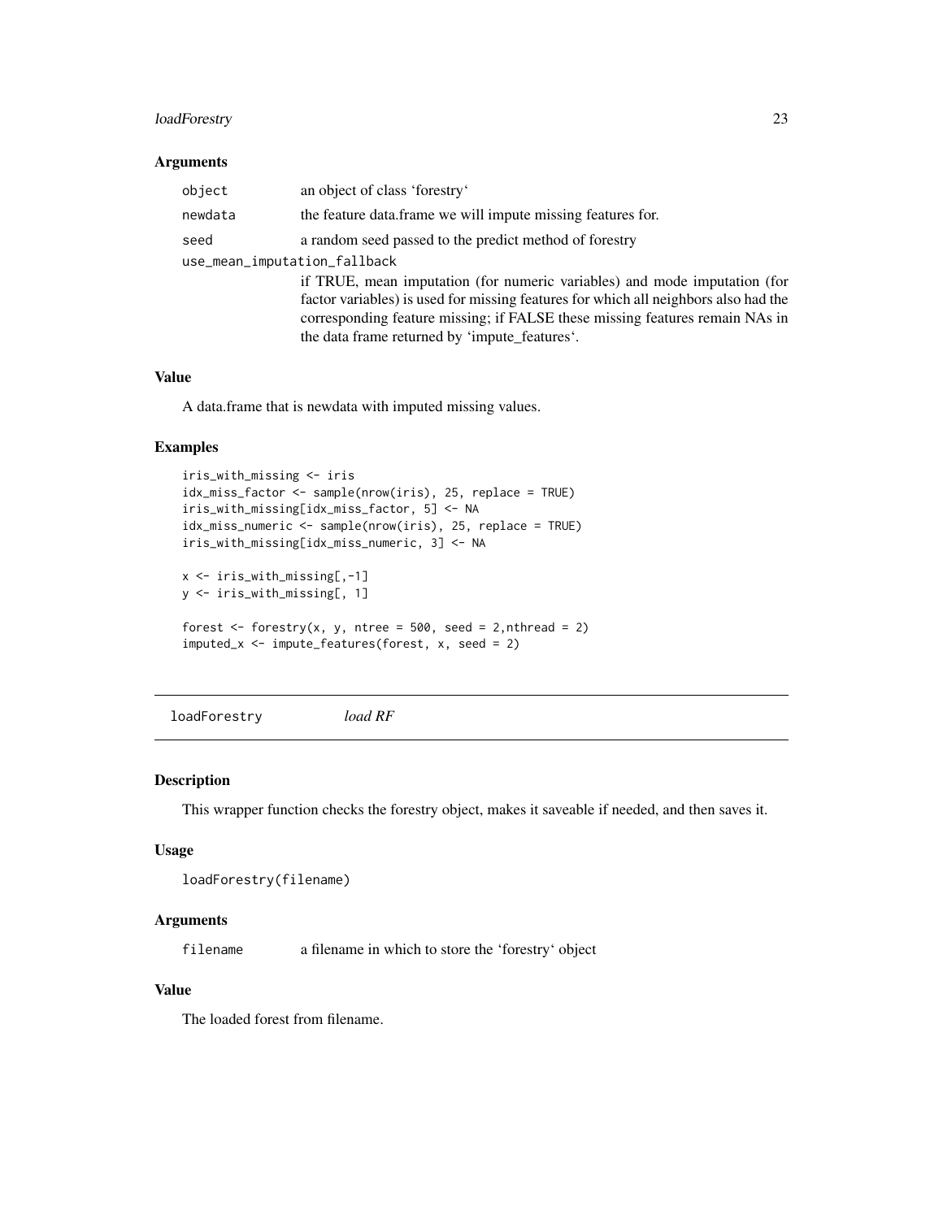### Arguments

| | |
|---|---|
| object | an object of class 'forestry' |
| newdata | the feature data.frame we will impute missing features for. |
| seed | a random seed passed to the predict method of forestry |
| use_mean_imputation_fallback | if TRUE, mean imputation (for numeric variables) and mode imputation (for factor variables) is used for missing features for which all neighbors also had the corresponding feature missing; if FALSE these missing features remain NAs in the data frame returned by 'impute_features'. |

### Value

A data.frame that is newdata with imputed missing values.

### Examples

```
iris_with_missing <- iris
idx_miss_factor <- sample(nrow(iris), 25, replace = TRUE)
iris_with_missing[idx_miss_factor, 5] <- NA
idx_miss_numeric <- sample(nrow(iris), 25, replace = TRUE)
iris_with_missing[idx_miss_numeric, 3] <- NA

x <- iris_with_missing[,-1]
y <- iris_with_missing[, 1]

forest <- forestry(x, y, ntree = 500, seed = 2,nthread = 2)
imputed_x <- impute_features(forest, x, seed = 2)
```

---

## loadForestry *load RF*

### Description

This wrapper function checks the forestry object, makes it saveable if needed, and then saves it.

### Usage

```
loadForestry(filename)
```

### Arguments

| | |
|---|---|
| filename | a filename in which to store the 'forestry' object |

### Value

The loaded forest from filename.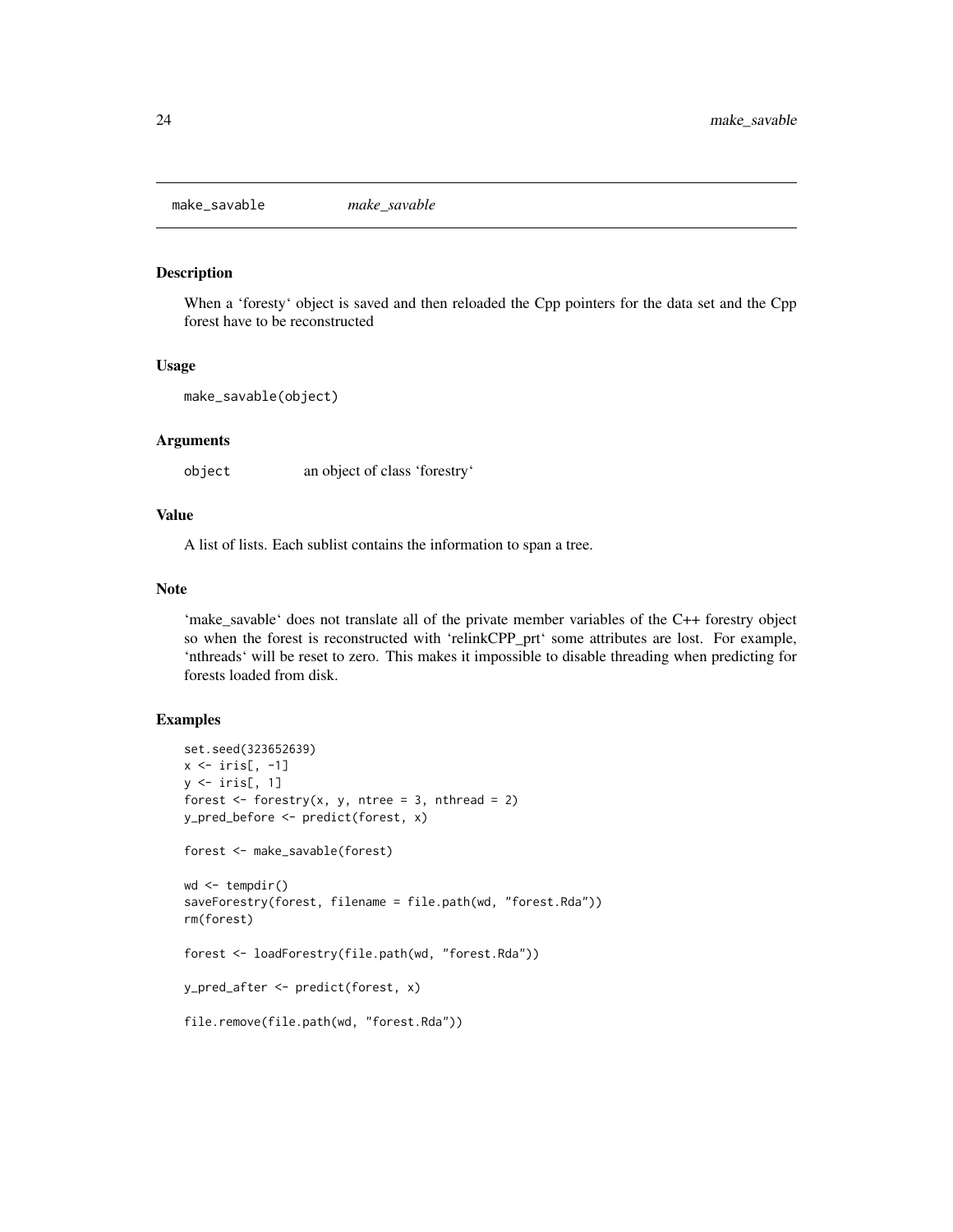## make_savable *make_savable*

### Description

When a 'foresty' object is saved and then reloaded the Cpp pointers for the data set and the Cpp forest have to be reconstructed

### Usage

```
make_savable(object)
```

### Arguments

| | |
|---|---|
| object | an object of class 'forestry' |

### Value

A list of lists. Each sublist contains the information to span a tree.

### Note

'make_savable' does not translate all of the private member variables of the C++ forestry object so when the forest is reconstructed with 'relinkCPP_prt' some attributes are lost. For example, 'nthreads' will be reset to zero. This makes it impossible to disable threading when predicting for forests loaded from disk.

### Examples

```
set.seed(323652639)
x <- iris[, -1]
y <- iris[, 1]
forest <- forestry(x, y, ntree = 3, nthread = 2)
y_pred_before <- predict(forest, x)

forest <- make_savable(forest)

wd <- tempdir()
saveForestry(forest, filename = file.path(wd, "forest.Rda"))
rm(forest)

forest <- loadForestry(file.path(wd, "forest.Rda"))

y_pred_after <- predict(forest, x)

file.remove(file.path(wd, "forest.Rda"))
```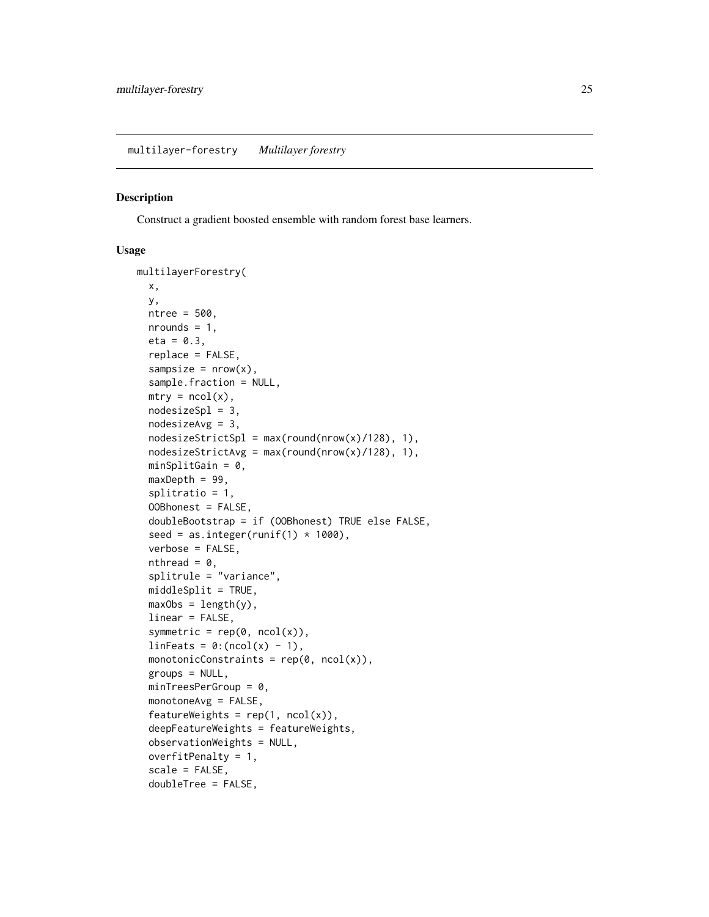multilayer-forestry *Multilayer forestry*

## Description

Construct a gradient boosted ensemble with random forest base learners.

## Usage

```
multilayerForestry(
  x,
  y,
  ntree = 500,
  nrounds = 1,
  eta = 0.3,
  replace = FALSE,
  sampsize = nrow(x),
  sample.fraction = NULL,
  mtry = ncol(x),
  nodesizeSpl = 3,
  nodesizeAvg = 3,
  nodesizeStrictSpl = max(round(nrow(x)/128), 1),
  nodesizeStrictAvg = max(round(nrow(x)/128), 1),
  minSplitGain = 0,
  maxDepth = 99,
  splitratio = 1,
  OOBhonest = FALSE,
  doubleBootstrap = if (OOBhonest) TRUE else FALSE,
  seed = as.integer(runif(1) * 1000),
  verbose = FALSE,
  nthread = 0,
  splitrule = "variance",
  middleSplit = TRUE,
  maxObs = length(y),
  linear = FALSE,
  symmetric = rep(0, ncol(x)),
  linFeats = 0:(ncol(x) - 1),
  monotonicConstraints = rep(0, ncol(x)),
  groups = NULL,
  minTreesPerGroup = 0,
  monotoneAvg = FALSE,
  featureWeights = rep(1, ncol(x)),
  deepFeatureWeights = featureWeights,
  observationWeights = NULL,
  overfitPenalty = 1,
  scale = FALSE,
  doubleTree = FALSE,
```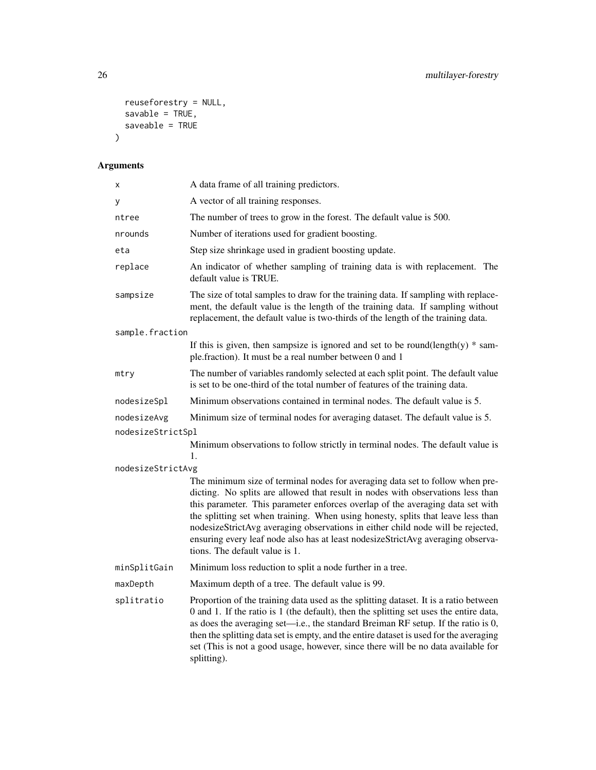```
  reuseforestry = NULL,
  savable = TRUE,
  saveable = TRUE
)
```

## Arguments

| Argument | Description |
|---|---|
| x | A data frame of all training predictors. |
| y | A vector of all training responses. |
| ntree | The number of trees to grow in the forest. The default value is 500. |
| nrounds | Number of iterations used for gradient boosting. |
| eta | Step size shrinkage used in gradient boosting update. |
| replace | An indicator of whether sampling of training data is with replacement. The default value is TRUE. |
| sampsize | The size of total samples to draw for the training data. If sampling with replacement, the default value is the length of the training data. If sampling without replacement, the default value is two-thirds of the length of the training data. |
| sample.fraction | If this is given, then sampsize is ignored and set to be round(length(y) * sample.fraction). It must be a real number between 0 and 1 |
| mtry | The number of variables randomly selected at each split point. The default value is set to be one-third of the total number of features of the training data. |
| nodesizeSpl | Minimum observations contained in terminal nodes. The default value is 5. |
| nodesizeAvg | Minimum size of terminal nodes for averaging dataset. The default value is 5. |
| nodesizeStrictSpl | Minimum observations to follow strictly in terminal nodes. The default value is 1. |
| nodesizeStrictAvg | The minimum size of terminal nodes for averaging data set to follow when predicting. No splits are allowed that result in nodes with observations less than this parameter. This parameter enforces overlap of the averaging data set with the splitting set when training. When using honesty, splits that leave less than nodesizeStrictAvg averaging observations in either child node will be rejected, ensuring every leaf node also has at least nodesizeStrictAvg averaging observations. The default value is 1. |
| minSplitGain | Minimum loss reduction to split a node further in a tree. |
| maxDepth | Maximum depth of a tree. The default value is 99. |
| splitratio | Proportion of the training data used as the splitting dataset. It is a ratio between 0 and 1. If the ratio is 1 (the default), then the splitting set uses the entire data, as does the averaging set—i.e., the standard Breiman RF setup. If the ratio is 0, then the splitting data set is empty, and the entire dataset is used for the averaging set (This is not a good usage, however, since there will be no data available for splitting). |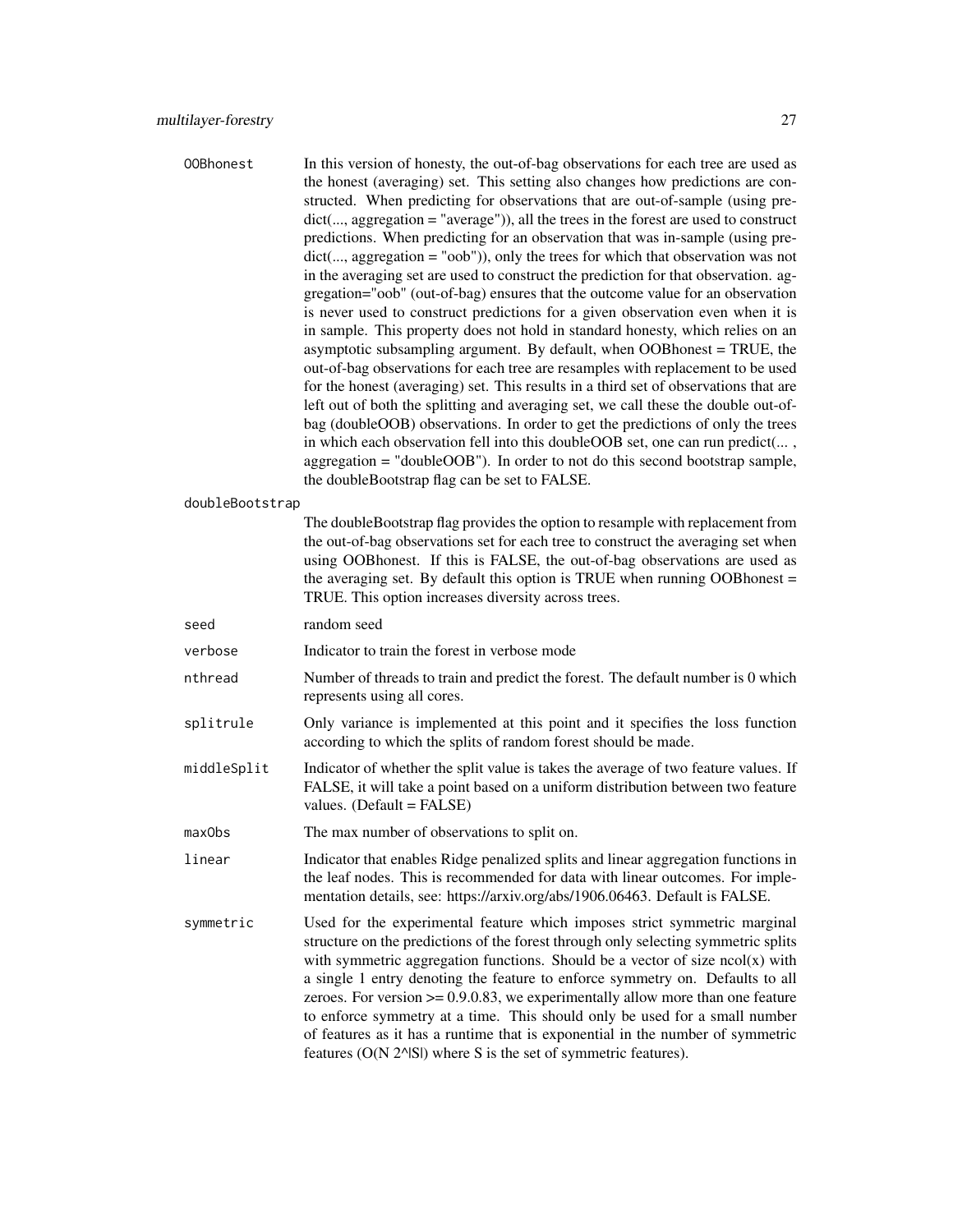**OOBhonest** In this version of honesty, the out-of-bag observations for each tree are used as the honest (averaging) set. This setting also changes how predictions are constructed. When predicting for observations that are out-of-sample (using predict(..., aggregation = "average")), all the trees in the forest are used to construct predictions. When predicting for an observation that was in-sample (using predict(..., aggregation = "oob")), only the trees for which that observation was not in the averaging set are used to construct the prediction for that observation. aggregation="oob" (out-of-bag) ensures that the outcome value for an observation is never used to construct predictions for a given observation even when it is in sample. This property does not hold in standard honesty, which relies on an asymptotic subsampling argument. By default, when OOBhonest = TRUE, the out-of-bag observations for each tree are resamples with replacement to be used for the honest (averaging) set. This results in a third set of observations that are left out of both the splitting and averaging set, we call these the double out-of-bag (doubleOOB) observations. In order to get the predictions of only the trees in which each observation fell into this doubleOOB set, one can run predict(... , aggregation = "doubleOOB"). In order to not do this second bootstrap sample, the doubleBootstrap flag can be set to FALSE.

**doubleBootstrap** The doubleBootstrap flag provides the option to resample with replacement from the out-of-bag observations set for each tree to construct the averaging set when using OOBhonest. If this is FALSE, the out-of-bag observations are used as the averaging set. By default this option is TRUE when running OOBhonest = TRUE. This option increases diversity across trees.

**seed** random seed

**verbose** Indicator to train the forest in verbose mode

**nthread** Number of threads to train and predict the forest. The default number is 0 which represents using all cores.

**splitrule** Only variance is implemented at this point and it specifies the loss function according to which the splits of random forest should be made.

**middleSplit** Indicator of whether the split value is takes the average of two feature values. If FALSE, it will take a point based on a uniform distribution between two feature values. (Default = FALSE)

**maxObs** The max number of observations to split on.

**linear** Indicator that enables Ridge penalized splits and linear aggregation functions in the leaf nodes. This is recommended for data with linear outcomes. For implementation details, see: https://arxiv.org/abs/1906.06463. Default is FALSE.

**symmetric** Used for the experimental feature which imposes strict symmetric marginal structure on the predictions of the forest through only selecting symmetric splits with symmetric aggregation functions. Should be a vector of size ncol(x) with a single 1 entry denoting the feature to enforce symmetry on. Defaults to all zeroes. For version >= 0.9.0.83, we experimentally allow more than one feature to enforce symmetry at a time. This should only be used for a small number of features as it has a runtime that is exponential in the number of symmetric features (O(N 2^|S|) where S is the set of symmetric features).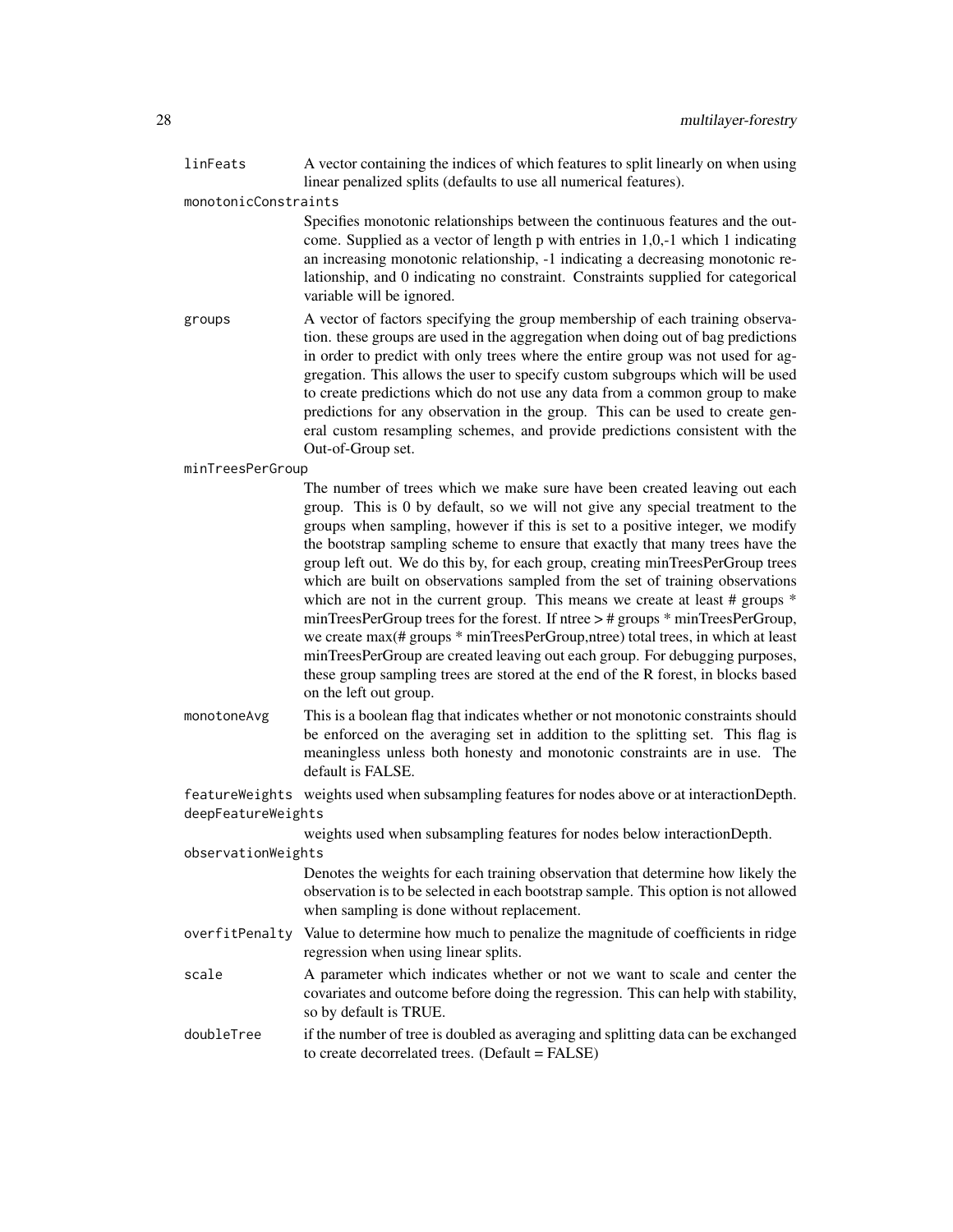`linFeats` A vector containing the indices of which features to split linearly on when using linear penalized splits (defaults to use all numerical features).

`monotonicConstraints`
Specifies monotonic relationships between the continuous features and the outcome. Supplied as a vector of length p with entries in 1,0,-1 which 1 indicating an increasing monotonic relationship, -1 indicating a decreasing monotonic relationship, and 0 indicating no constraint. Constraints supplied for categorical variable will be ignored.

`groups` A vector of factors specifying the group membership of each training observation. these groups are used in the aggregation when doing out of bag predictions in order to predict with only trees where the entire group was not used for aggregation. This allows the user to specify custom subgroups which will be used to create predictions which do not use any data from a common group to make predictions for any observation in the group. This can be used to create general custom resampling schemes, and provide predictions consistent with the Out-of-Group set.

`minTreesPerGroup`
The number of trees which we make sure have been created leaving out each group. This is 0 by default, so we will not give any special treatment to the groups when sampling, however if this is set to a positive integer, we modify the bootstrap sampling scheme to ensure that exactly that many trees have the group left out. We do this by, for each group, creating minTreesPerGroup trees which are built on observations sampled from the set of training observations which are not in the current group. This means we create at least # groups * minTreesPerGroup trees for the forest. If ntree > # groups * minTreesPerGroup, we create max(# groups * minTreesPerGroup,ntree) total trees, in which at least minTreesPerGroup are created leaving out each group. For debugging purposes, these group sampling trees are stored at the end of the R forest, in blocks based on the left out group.

`monotoneAvg` This is a boolean flag that indicates whether or not monotonic constraints should be enforced on the averaging set in addition to the splitting set. This flag is meaningless unless both honesty and monotonic constraints are in use. The default is FALSE.

`featureWeights` weights used when subsampling features for nodes above or at interactionDepth.

`deepFeatureWeights`
weights used when subsampling features for nodes below interactionDepth.

`observationWeights`
Denotes the weights for each training observation that determine how likely the observation is to be selected in each bootstrap sample. This option is not allowed when sampling is done without replacement.

`overfitPenalty` Value to determine how much to penalize the magnitude of coefficients in ridge regression when using linear splits.

`scale` A parameter which indicates whether or not we want to scale and center the covariates and outcome before doing the regression. This can help with stability, so by default is TRUE.

`doubleTree` if the number of tree is doubled as averaging and splitting data can be exchanged to create decorrelated trees. (Default = FALSE)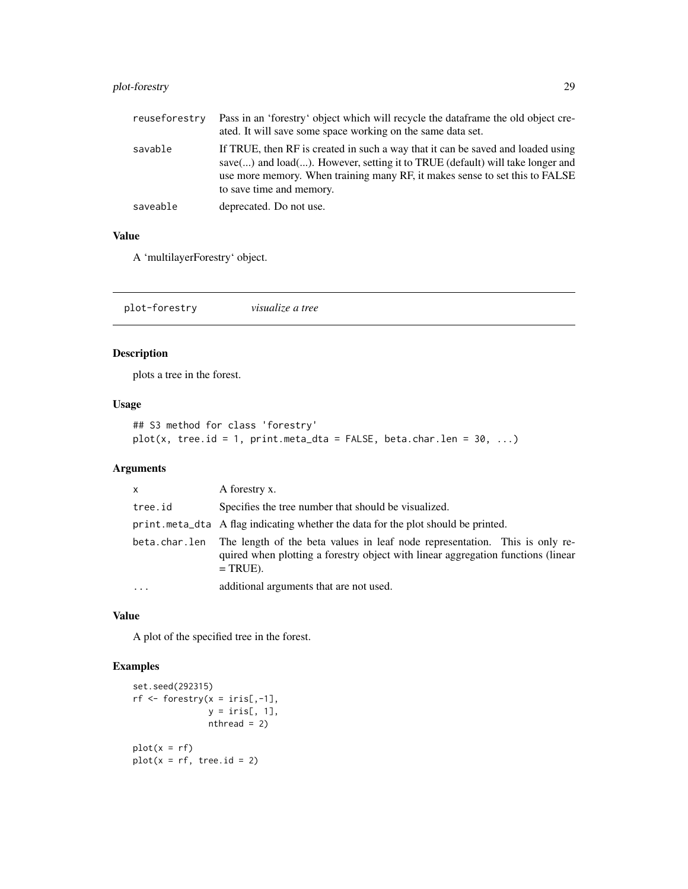| | |
|---|---|
| reuseforestry | Pass in an 'forestry' object which will recycle the dataframe the old object created. It will save some space working on the same data set. |
| savable | If TRUE, then RF is created in such a way that it can be saved and loaded using save(...) and load(...). However, setting it to TRUE (default) will take longer and use more memory. When training many RF, it makes sense to set this to FALSE to save time and memory. |
| saveable | deprecated. Do not use. |

### Value

A 'multilayerForestry' object.

---

## plot-forestry *visualize a tree*

### Description

plots a tree in the forest.

### Usage

```
## S3 method for class 'forestry'
plot(x, tree.id = 1, print.meta_dta = FALSE, beta.char.len = 30, ...)
```

### Arguments

| | |
|---|---|
| x | A forestry x. |
| tree.id | Specifies the tree number that should be visualized. |
| print.meta_dta | A flag indicating whether the data for the plot should be printed. |
| beta.char.len | The length of the beta values in leaf node representation. This is only required when plotting a forestry object with linear aggregation functions (linear = TRUE). |
| ... | additional arguments that are not used. |

### Value

A plot of the specified tree in the forest.

### Examples

```
set.seed(292315)
rf <- forestry(x = iris[,-1],
               y = iris[, 1],
               nthread = 2)

plot(x = rf)
plot(x = rf, tree.id = 2)
```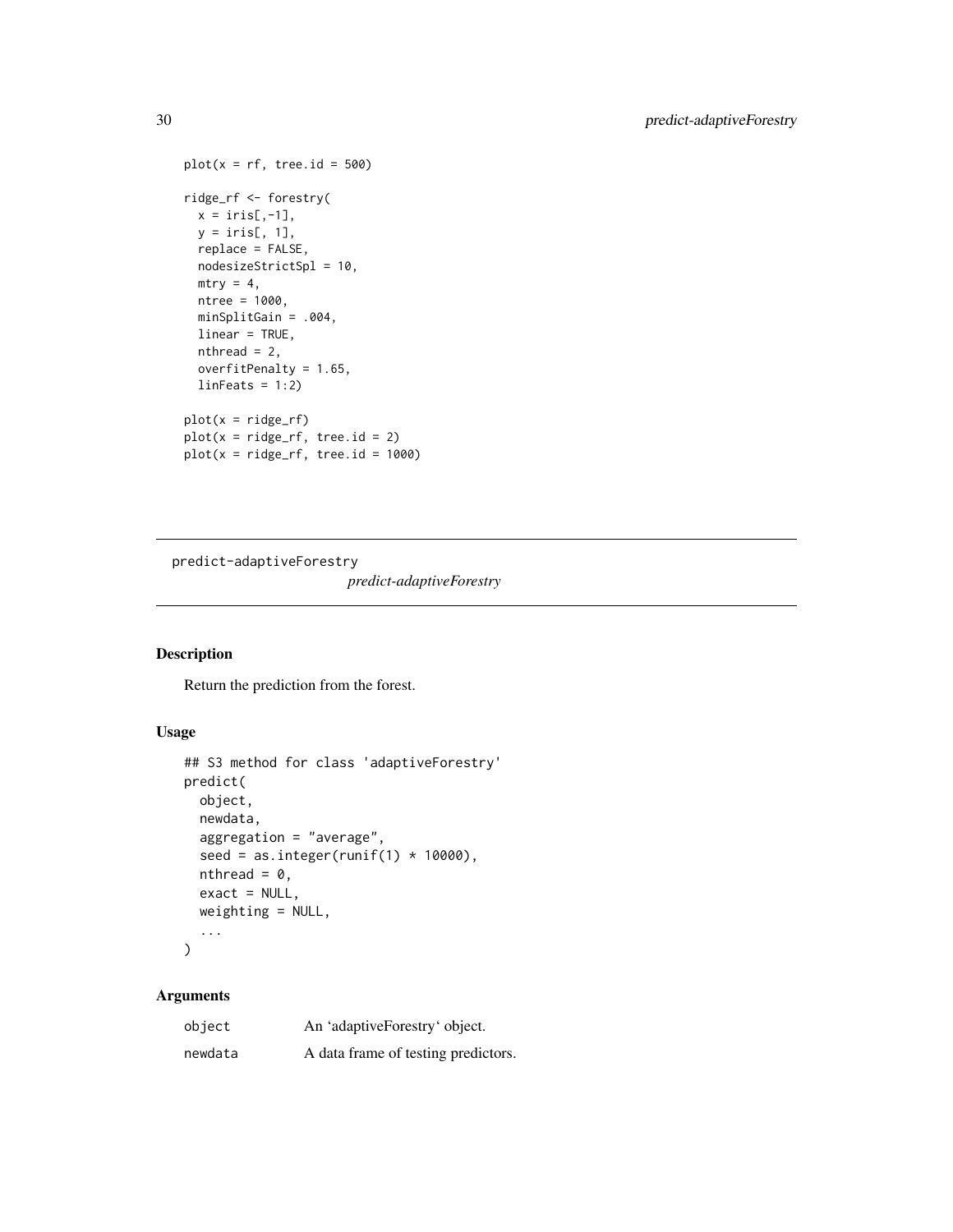```
plot(x = rf, tree.id = 500)

ridge_rf <- forestry(
  x = iris[,-1],
  y = iris[, 1],
  replace = FALSE,
  nodesizeStrictSpl = 10,
  mtry = 4,
  ntree = 1000,
  minSplitGain = .004,
  linear = TRUE,
  nthread = 2,
  overfitPenalty = 1.65,
  linFeats = 1:2)

plot(x = ridge_rf)
plot(x = ridge_rf, tree.id = 2)
plot(x = ridge_rf, tree.id = 1000)
```

---

## predict-adaptiveForestry

*predict-adaptiveForestry*

---

### Description

Return the prediction from the forest.

### Usage

```
## S3 method for class 'adaptiveForestry'
predict(
  object,
  newdata,
  aggregation = "average",
  seed = as.integer(runif(1) * 10000),
  nthread = 0,
  exact = NULL,
  weighting = NULL,
  ...
)
```

### Arguments

| | |
|---|---|
| object | An 'adaptiveForestry' object. |
| newdata | A data frame of testing predictors. |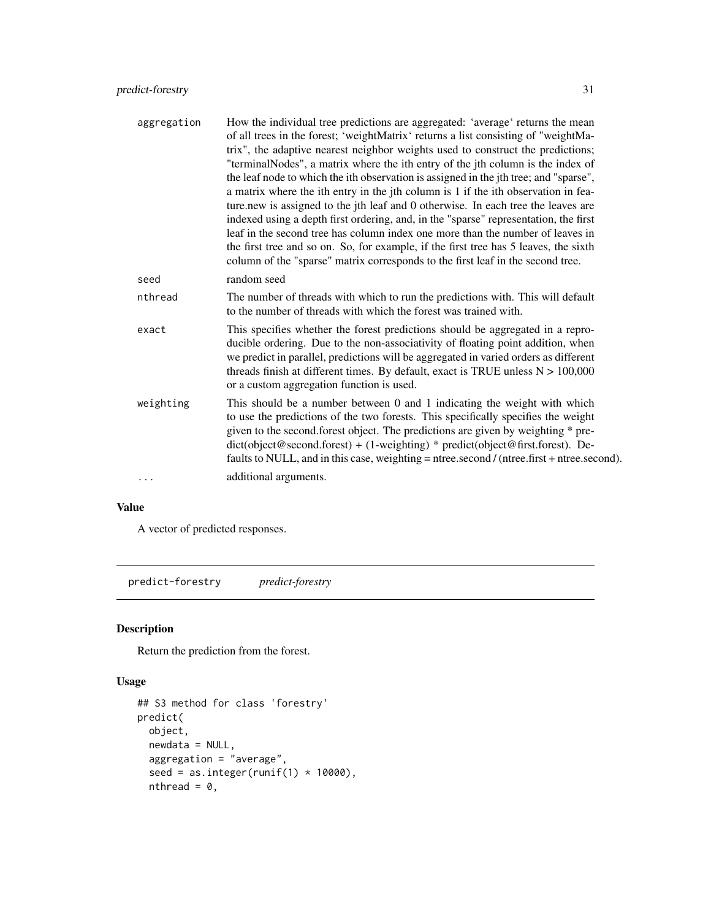| | |
|---|---|
| aggregation | How the individual tree predictions are aggregated: 'average' returns the mean of all trees in the forest; 'weightMatrix' returns a list consisting of "weightMatrix", the adaptive nearest neighbor weights used to construct the predictions; "terminalNodes", a matrix where the ith entry of the jth column is the index of the leaf node to which the ith observation is assigned in the jth tree; and "sparse", a matrix where the ith entry in the jth column is 1 if the ith observation in feature.new is assigned to the jth leaf and 0 otherwise. In each tree the leaves are indexed using a depth first ordering, and, in the "sparse" representation, the first leaf in the second tree has column index one more than the number of leaves in the first tree and so on. So, for example, if the first tree has 5 leaves, the sixth column of the "sparse" matrix corresponds to the first leaf in the second tree. |
| seed | random seed |
| nthread | The number of threads with which to run the predictions with. This will default to the number of threads with which the forest was trained with. |
| exact | This specifies whether the forest predictions should be aggregated in a reproducible ordering. Due to the non-associativity of floating point addition, when we predict in parallel, predictions will be aggregated in varied orders as different threads finish at different times. By default, exact is TRUE unless N > 100,000 or a custom aggregation function is used. |
| weighting | This should be a number between 0 and 1 indicating the weight with which to use the predictions of the two forests. This specifically specifies the weight given to the second.forest object. The predictions are given by weighting * predict(object@second.forest) + (1-weighting) * predict(object@first.forest). Defaults to NULL, and in this case, weighting = ntree.second / (ntree.first + ntree.second). |
| ... | additional arguments. |

## Value

A vector of predicted responses.

---

# predict-forestry *predict-forestry*

## Description

Return the prediction from the forest.

## Usage

```
## S3 method for class 'forestry'
predict(
  object,
  newdata = NULL,
  aggregation = "average",
  seed = as.integer(runif(1) * 10000),
  nthread = 0,
```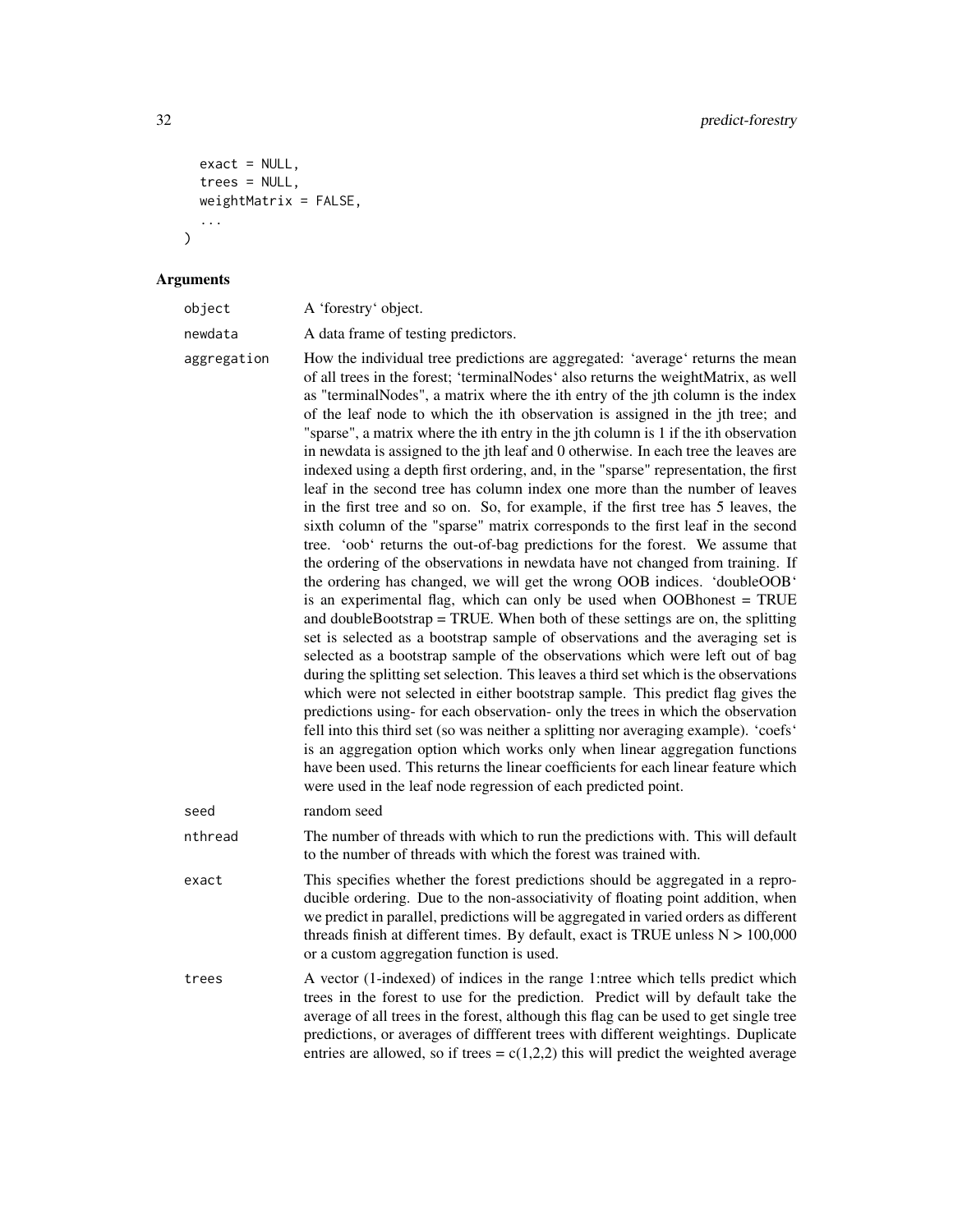```
  exact = NULL,
  trees = NULL,
  weightMatrix = FALSE,
  ...
)
```

## Arguments

- `object`: A 'forestry' object.
- `newdata`: A data frame of testing predictors.
- `aggregation`: How the individual tree predictions are aggregated: 'average' returns the mean of all trees in the forest; 'terminalNodes' also returns the weightMatrix, as well as "terminalNodes", a matrix where the ith entry of the jth column is the index of the leaf node to which the ith observation is assigned in the jth tree; and "sparse", a matrix where the ith entry in the jth column is 1 if the ith observation in newdata is assigned to the jth leaf and 0 otherwise. In each tree the leaves are indexed using a depth first ordering, and, in the "sparse" representation, the first leaf in the second tree has column index one more than the number of leaves in the first tree and so on. So, for example, if the first tree has 5 leaves, the sixth column of the "sparse" matrix corresponds to the first leaf in the second tree. 'oob' returns the out-of-bag predictions for the forest. We assume that the ordering of the observations in newdata have not changed from training. If the ordering has changed, we will get the wrong OOB indices. 'doubleOOB' is an experimental flag, which can only be used when OOBhonest = TRUE and doubleBootstrap = TRUE. When both of these settings are on, the splitting set is selected as a bootstrap sample of observations and the averaging set is selected as a bootstrap sample of the observations which were left out of bag during the splitting set selection. This leaves a third set which is the observations which were not selected in either bootstrap sample. This predict flag gives the predictions using- for each observation- only the trees in which the observation fell into this third set (so was neither a splitting nor averaging example). 'coefs' is an aggregation option which works only when linear aggregation functions have been used. This returns the linear coefficients for each linear feature which were used in the leaf node regression of each predicted point.
- `seed`: random seed
- `nthread`: The number of threads with which to run the predictions with. This will default to the number of threads with which the forest was trained with.
- `exact`: This specifies whether the forest predictions should be aggregated in a reproducible ordering. Due to the non-associativity of floating point addition, when we predict in parallel, predictions will be aggregated in varied orders as different threads finish at different times. By default, exact is TRUE unless N > 100,000 or a custom aggregation function is used.
- `trees`: A vector (1-indexed) of indices in the range 1:ntree which tells predict which trees in the forest to use for the prediction. Predict will by default take the average of all trees in the forest, although this flag can be used to get single tree predictions, or averages of diffferent trees with different weightings. Duplicate entries are allowed, so if trees = c(1,2,2) this will predict the weighted average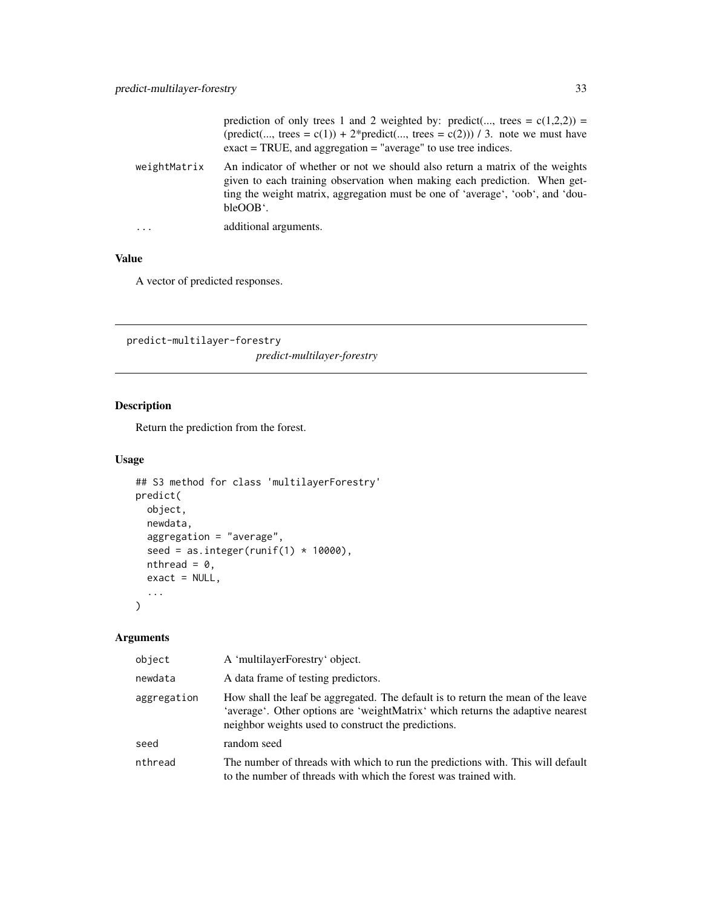| | |
|---|---|
| | prediction of only trees 1 and 2 weighted by: predict(..., trees = c(1,2,2)) = (predict(..., trees = c(1)) + 2*predict(..., trees = c(2))) / 3. note we must have exact = TRUE, and aggregation = "average" to use tree indices. |
| weightMatrix | An indicator of whether or not we should also return a matrix of the weights given to each training observation when making each prediction. When getting the weight matrix, aggregation must be one of 'average', 'oob', and 'doubleOOB'. |
| ... | additional arguments. |

### Value

A vector of predicted responses.

## predict-multilayer-forestry

*predict-multilayer-forestry*

### Description

Return the prediction from the forest.

### Usage

```
## S3 method for class 'multilayerForestry'
predict(
  object,
  newdata,
  aggregation = "average",
  seed = as.integer(runif(1) * 10000),
  nthread = 0,
  exact = NULL,
  ...
)
```

### Arguments

| | |
|---|---|
| object | A 'multilayerForestry' object. |
| newdata | A data frame of testing predictors. |
| aggregation | How shall the leaf be aggregated. The default is to return the mean of the leave 'average'. Other options are 'weightMatrix' which returns the adaptive nearest neighbor weights used to construct the predictions. |
| seed | random seed |
| nthread | The number of threads with which to run the predictions with. This will default to the number of threads with which the forest was trained with. |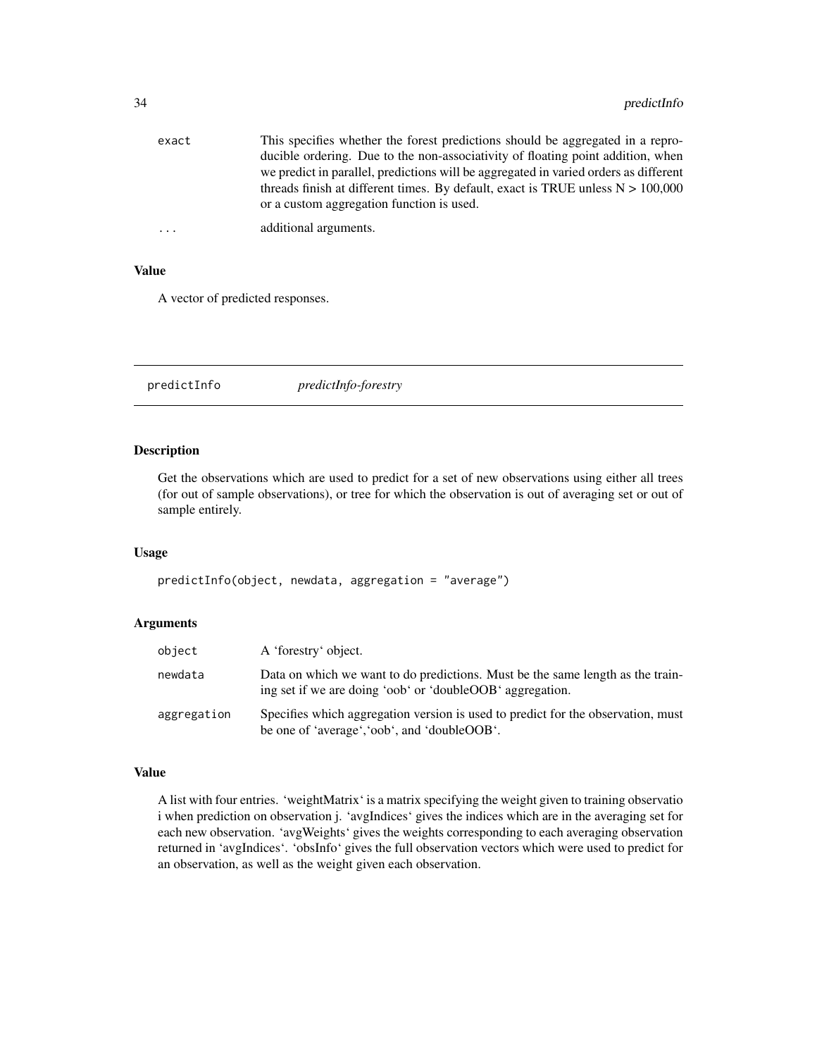| | |
|---|---|
| exact | This specifies whether the forest predictions should be aggregated in a reproducible ordering. Due to the non-associativity of floating point addition, when we predict in parallel, predictions will be aggregated in varied orders as different threads finish at different times. By default, exact is TRUE unless N > 100,000 or a custom aggregation function is used. |
| ... | additional arguments. |

## Value

A vector of predicted responses.

---

# predictInfo *predictInfo-forestry*

## Description

Get the observations which are used to predict for a set of new observations using either all trees (for out of sample observations), or tree for which the observation is out of averaging set or out of sample entirely.

## Usage

```
predictInfo(object, newdata, aggregation = "average")
```

## Arguments

| | |
|---|---|
| object | A 'forestry' object. |
| newdata | Data on which we want to do predictions. Must be the same length as the training set if we are doing 'oob' or 'doubleOOB' aggregation. |
| aggregation | Specifies which aggregation version is used to predict for the observation, must be one of 'average','oob', and 'doubleOOB'. |

## Value

A list with four entries. 'weightMatrix' is a matrix specifying the weight given to training observatio i when prediction on observation j. 'avgIndices' gives the indices which are in the averaging set for each new observation. 'avgWeights' gives the weights corresponding to each averaging observation returned in 'avgIndices'. 'obsInfo' gives the full observation vectors which were used to predict for an observation, as well as the weight given each observation.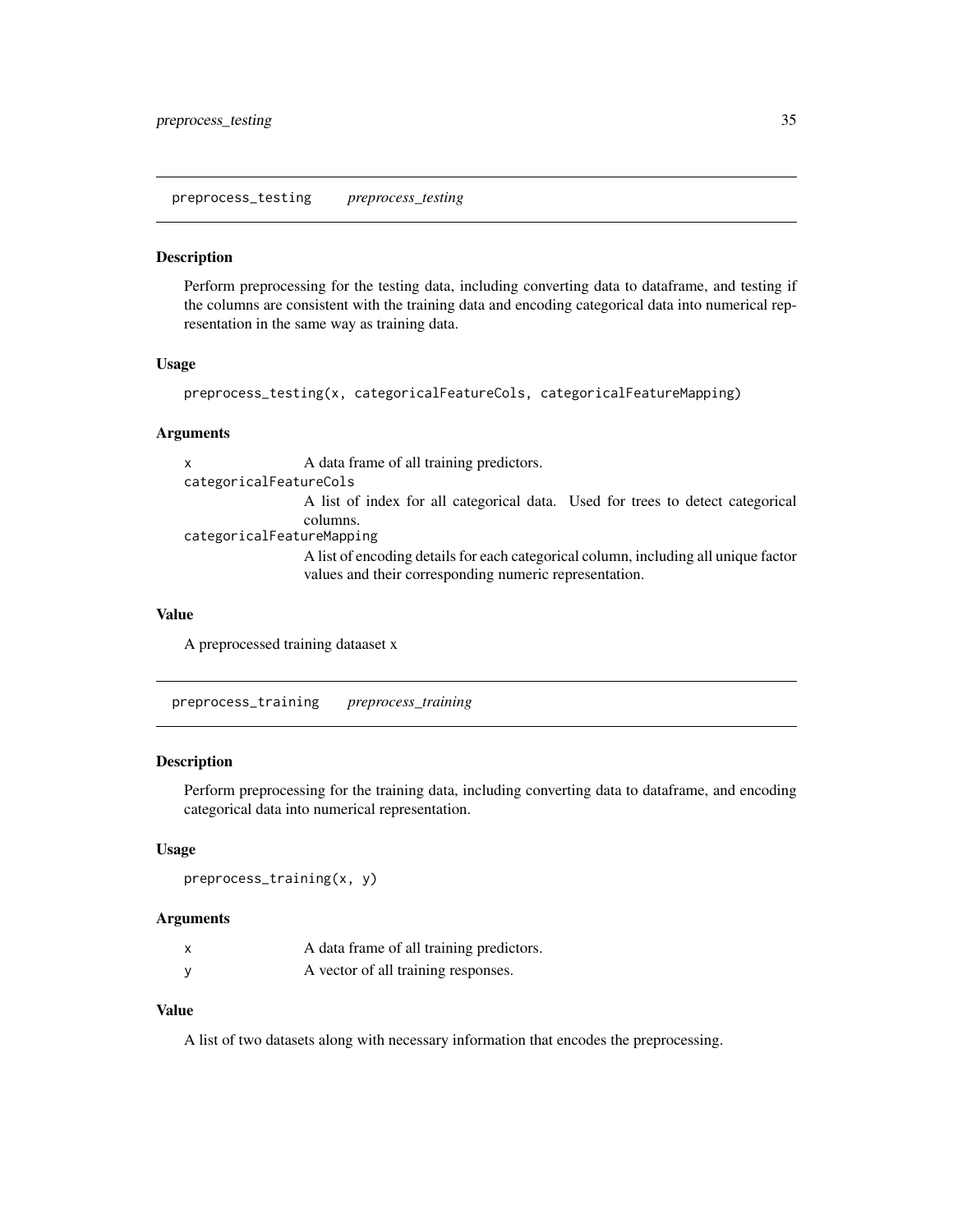## preprocess_testing *preprocess_testing*

### Description

Perform preprocessing for the testing data, including converting data to dataframe, and testing if the columns are consistent with the training data and encoding categorical data into numerical representation in the same way as training data.

### Usage

```
preprocess_testing(x, categoricalFeatureCols, categoricalFeatureMapping)
```

### Arguments

`x` A data frame of all training predictors.

`categoricalFeatureCols`
A list of index for all categorical data. Used for trees to detect categorical columns.

`categoricalFeatureMapping`
A list of encoding details for each categorical column, including all unique factor values and their corresponding numeric representation.

### Value

A preprocessed training dataaset x

## preprocess_training *preprocess_training*

### Description

Perform preprocessing for the training data, including converting data to dataframe, and encoding categorical data into numerical representation.

### Usage

```
preprocess_training(x, y)
```

### Arguments

`x` A data frame of all training predictors.

`y` A vector of all training responses.

### Value

A list of two datasets along with necessary information that encodes the preprocessing.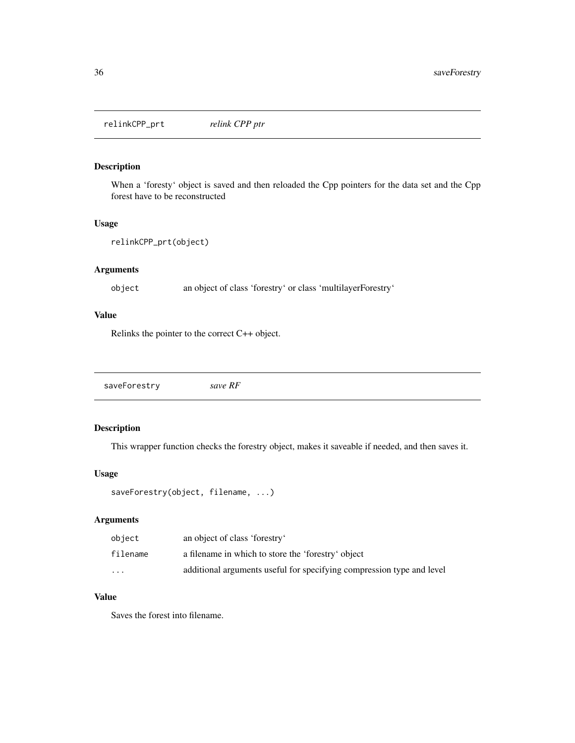## relinkCPP_prt *relink CPP ptr*

### Description

When a ‘foresty‘ object is saved and then reloaded the Cpp pointers for the data set and the Cpp forest have to be reconstructed

### Usage

```
relinkCPP_prt(object)
```

### Arguments

| | |
|---|---|
| object | an object of class ‘forestry‘ or class ‘multilayerForestry‘ |

### Value

Relinks the pointer to the correct C++ object.

## saveForestry *save RF*

### Description

This wrapper function checks the forestry object, makes it saveable if needed, and then saves it.

### Usage

```
saveForestry(object, filename, ...)
```

### Arguments

| | |
|---|---|
| object | an object of class ‘forestry‘ |
| filename | a filename in which to store the ‘forestry‘ object |
| ... | additional arguments useful for specifying compression type and level |

### Value

Saves the forest into filename.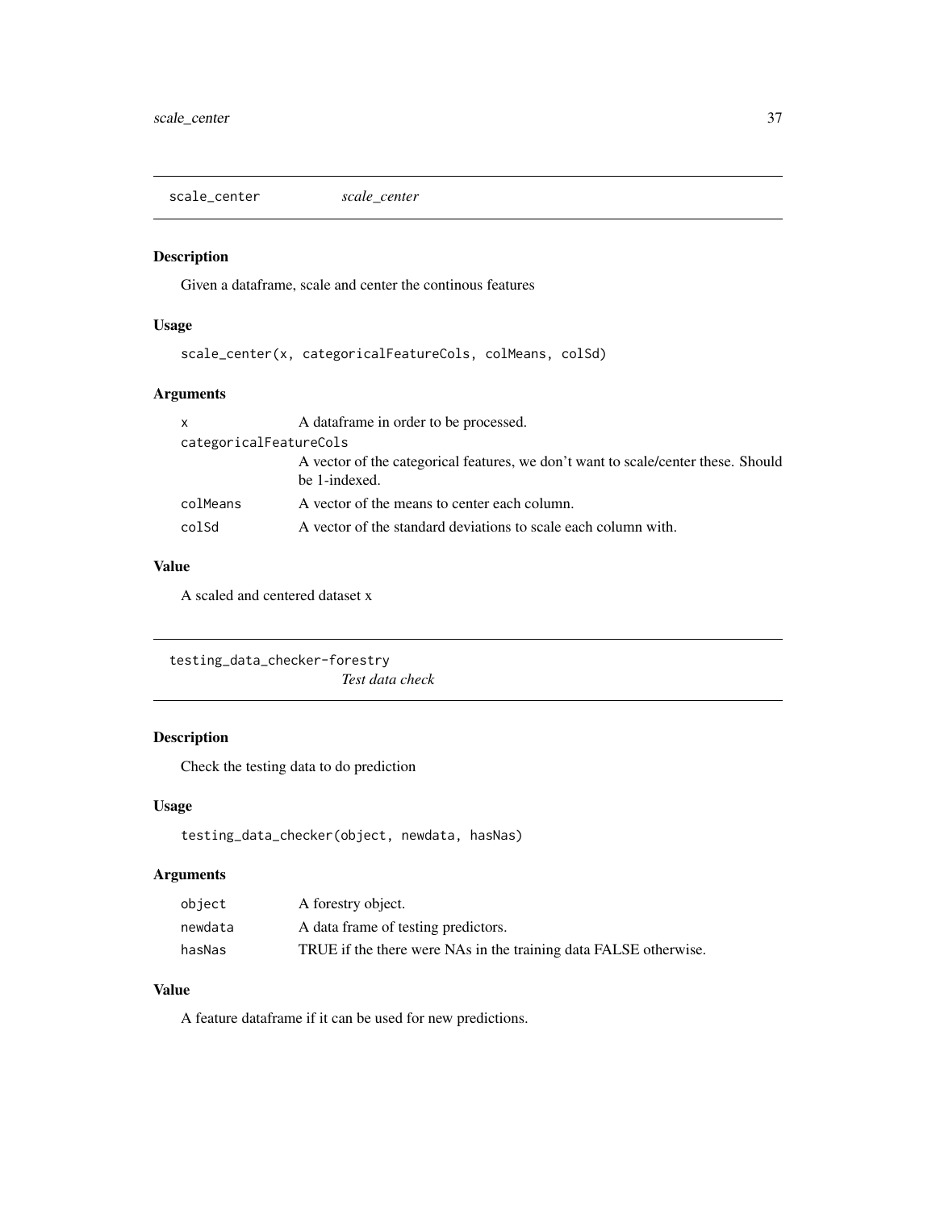## scale_center *scale_center*

### Description

Given a dataframe, scale and center the continous features

### Usage

```
scale_center(x, categoricalFeatureCols, colMeans, colSd)
```

### Arguments

| | |
|---|---|
| `x` | A dataframe in order to be processed. |
| `categoricalFeatureCols` | A vector of the categorical features, we don't want to scale/center these. Should be 1-indexed. |
| `colMeans` | A vector of the means to center each column. |
| `colSd` | A vector of the standard deviations to scale each column with. |

### Value

A scaled and centered dataset x

## testing_data_checker-forestry *Test data check*

### Description

Check the testing data to do prediction

### Usage

```
testing_data_checker(object, newdata, hasNas)
```

### Arguments

| | |
|---|---|
| `object` | A forestry object. |
| `newdata` | A data frame of testing predictors. |
| `hasNas` | TRUE if the there were NAs in the training data FALSE otherwise. |

### Value

A feature dataframe if it can be used for new predictions.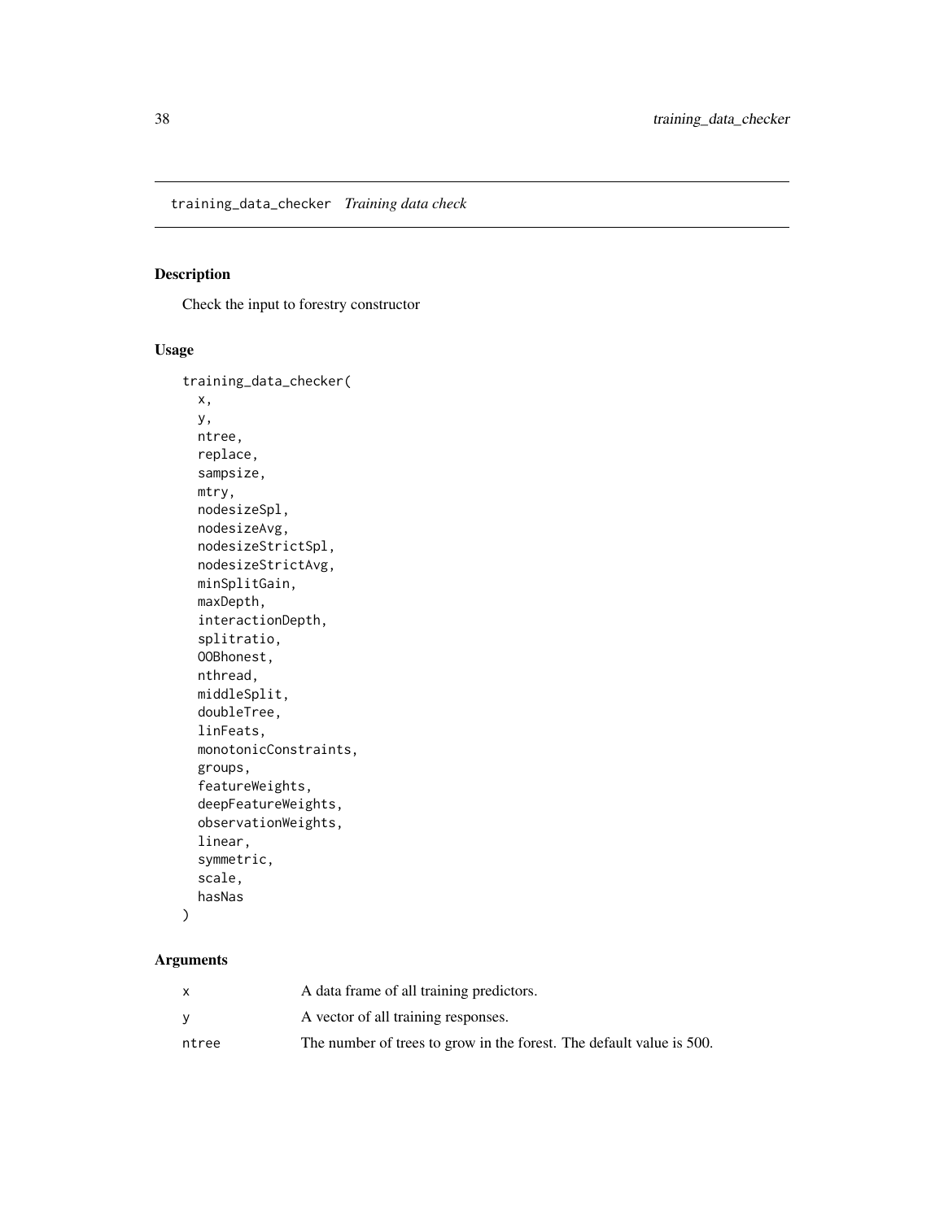## training_data_checker *Training data check*

### Description

Check the input to forestry constructor

### Usage

```
training_data_checker(
  x,
  y,
  ntree,
  replace,
  sampsize,
  mtry,
  nodesizeSpl,
  nodesizeAvg,
  nodesizeStrictSpl,
  nodesizeStrictAvg,
  minSplitGain,
  maxDepth,
  interactionDepth,
  splitratio,
  OOBhonest,
  nthread,
  middleSplit,
  doubleTree,
  linFeats,
  monotonicConstraints,
  groups,
  featureWeights,
  deepFeatureWeights,
  observationWeights,
  linear,
  symmetric,
  scale,
  hasNas
)
```

### Arguments

| | |
|---|---|
| x | A data frame of all training predictors. |
| y | A vector of all training responses. |
| ntree | The number of trees to grow in the forest. The default value is 500. |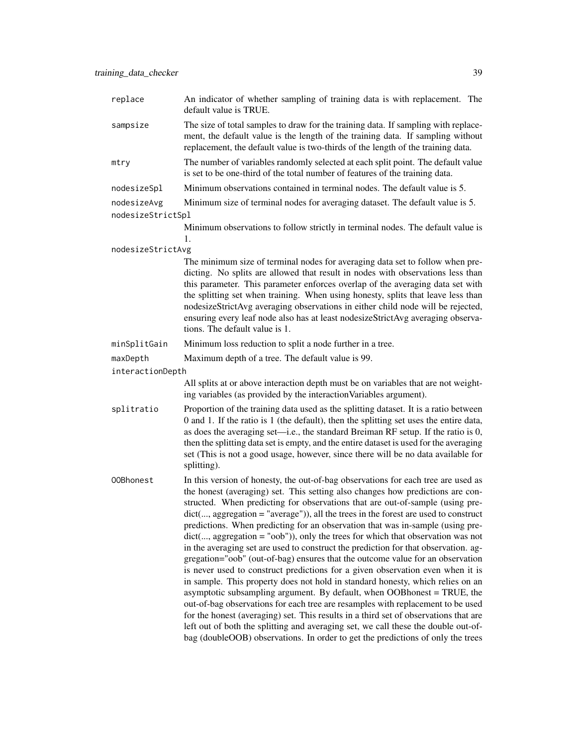| | |
|---|---|
| `replace` | An indicator of whether sampling of training data is with replacement. The default value is TRUE. |
| `sampsize` | The size of total samples to draw for the training data. If sampling with replacement, the default value is the length of the training data. If sampling without replacement, the default value is two-thirds of the length of the training data. |
| `mtry` | The number of variables randomly selected at each split point. The default value is set to be one-third of the total number of features of the training data. |
| `nodesizeSpl` | Minimum observations contained in terminal nodes. The default value is 5. |
| `nodesizeAvg` | Minimum size of terminal nodes for averaging dataset. The default value is 5. |
| `nodesizeStrictSpl` | Minimum observations to follow strictly in terminal nodes. The default value is 1. |
| `nodesizeStrictAvg` | The minimum size of terminal nodes for averaging data set to follow when predicting. No splits are allowed that result in nodes with observations less than this parameter. This parameter enforces overlap of the averaging data set with the splitting set when training. When using honesty, splits that leave less than nodesizeStrictAvg averaging observations in either child node will be rejected, ensuring every leaf node also has at least nodesizeStrictAvg averaging observations. The default value is 1. |
| `minSplitGain` | Minimum loss reduction to split a node further in a tree. |
| `maxDepth` | Maximum depth of a tree. The default value is 99. |
| `interactionDepth` | All splits at or above interaction depth must be on variables that are not weighting variables (as provided by the interactionVariables argument). |
| `splitratio` | Proportion of the training data used as the splitting dataset. It is a ratio between 0 and 1. If the ratio is 1 (the default), then the splitting set uses the entire data, as does the averaging set—i.e., the standard Breiman RF setup. If the ratio is 0, then the splitting data set is empty, and the entire dataset is used for the averaging set (This is not a good usage, however, since there will be no data available for splitting). |
| `OOBhonest` | In this version of honesty, the out-of-bag observations for each tree are used as the honest (averaging) set. This setting also changes how predictions are constructed. When predicting for observations that are out-of-sample (using predict(..., aggregation = "average")), all the trees in the forest are used to construct predictions. When predicting for an observation that was in-sample (using predict(..., aggregation = "oob")), only the trees for which that observation was not in the averaging set are used to construct the prediction for that observation. aggregation="oob" (out-of-bag) ensures that the outcome value for an observation is never used to construct predictions for a given observation even when it is in sample. This property does not hold in standard honesty, which relies on an asymptotic subsampling argument. By default, when OOBhonest = TRUE, the out-of-bag observations for each tree are resamples with replacement to be used for the honest (averaging) set. This results in a third set of observations that are left out of both the splitting and averaging set, we call these the double out-of-bag (doubleOOB) observations. In order to get the predictions of only the trees |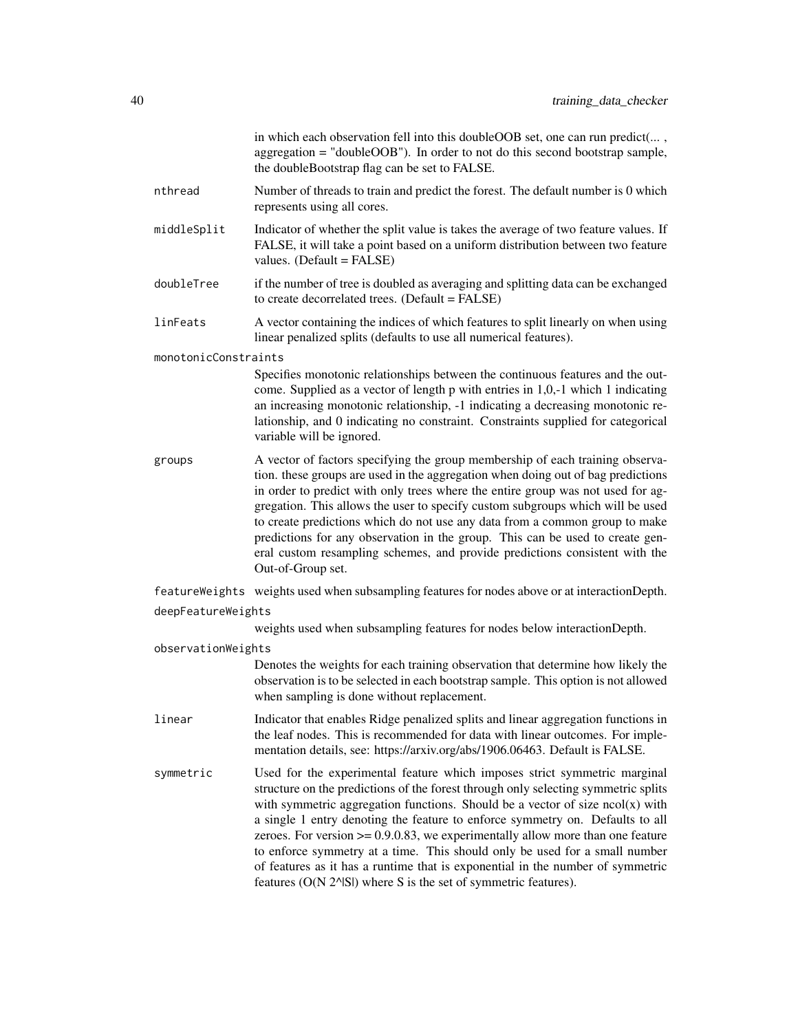in which each observation fell into this doubleOOB set, one can run predict(... , aggregation = "doubleOOB"). In order to not do this second bootstrap sample, the doubleBootstrap flag can be set to FALSE.

`nthread`
: Number of threads to train and predict the forest. The default number is 0 which represents using all cores.

`middleSplit`
: Indicator of whether the split value is takes the average of two feature values. If FALSE, it will take a point based on a uniform distribution between two feature values. (Default = FALSE)

`doubleTree`
: if the number of tree is doubled as averaging and splitting data can be exchanged to create decorrelated trees. (Default = FALSE)

`linFeats`
: A vector containing the indices of which features to split linearly on when using linear penalized splits (defaults to use all numerical features).

`monotonicConstraints`
: Specifies monotonic relationships between the continuous features and the outcome. Supplied as a vector of length p with entries in 1,0,-1 which 1 indicating an increasing monotonic relationship, -1 indicating a decreasing monotonic relationship, and 0 indicating no constraint. Constraints supplied for categorical variable will be ignored.

`groups`
: A vector of factors specifying the group membership of each training observation. these groups are used in the aggregation when doing out of bag predictions in order to predict with only trees where the entire group was not used for aggregation. This allows the user to specify custom subgroups which will be used to create predictions which do not use any data from a common group to make predictions for any observation in the group. This can be used to create general custom resampling schemes, and provide predictions consistent with the Out-of-Group set.

`featureWeights`
: weights used when subsampling features for nodes above or at interactionDepth.

`deepFeatureWeights`
: weights used when subsampling features for nodes below interactionDepth.

`observationWeights`
: Denotes the weights for each training observation that determine how likely the observation is to be selected in each bootstrap sample. This option is not allowed when sampling is done without replacement.

`linear`
: Indicator that enables Ridge penalized splits and linear aggregation functions in the leaf nodes. This is recommended for data with linear outcomes. For implementation details, see: https://arxiv.org/abs/1906.06463. Default is FALSE.

`symmetric`
: Used for the experimental feature which imposes strict symmetric marginal structure on the predictions of the forest through only selecting symmetric splits with symmetric aggregation functions. Should be a vector of size ncol(x) with a single 1 entry denoting the feature to enforce symmetry on. Defaults to all zeroes. For version >= 0.9.0.83, we experimentally allow more than one feature to enforce symmetry at a time. This should only be used for a small number of features as it has a runtime that is exponential in the number of symmetric features (O(N 2^|S|) where S is the set of symmetric features).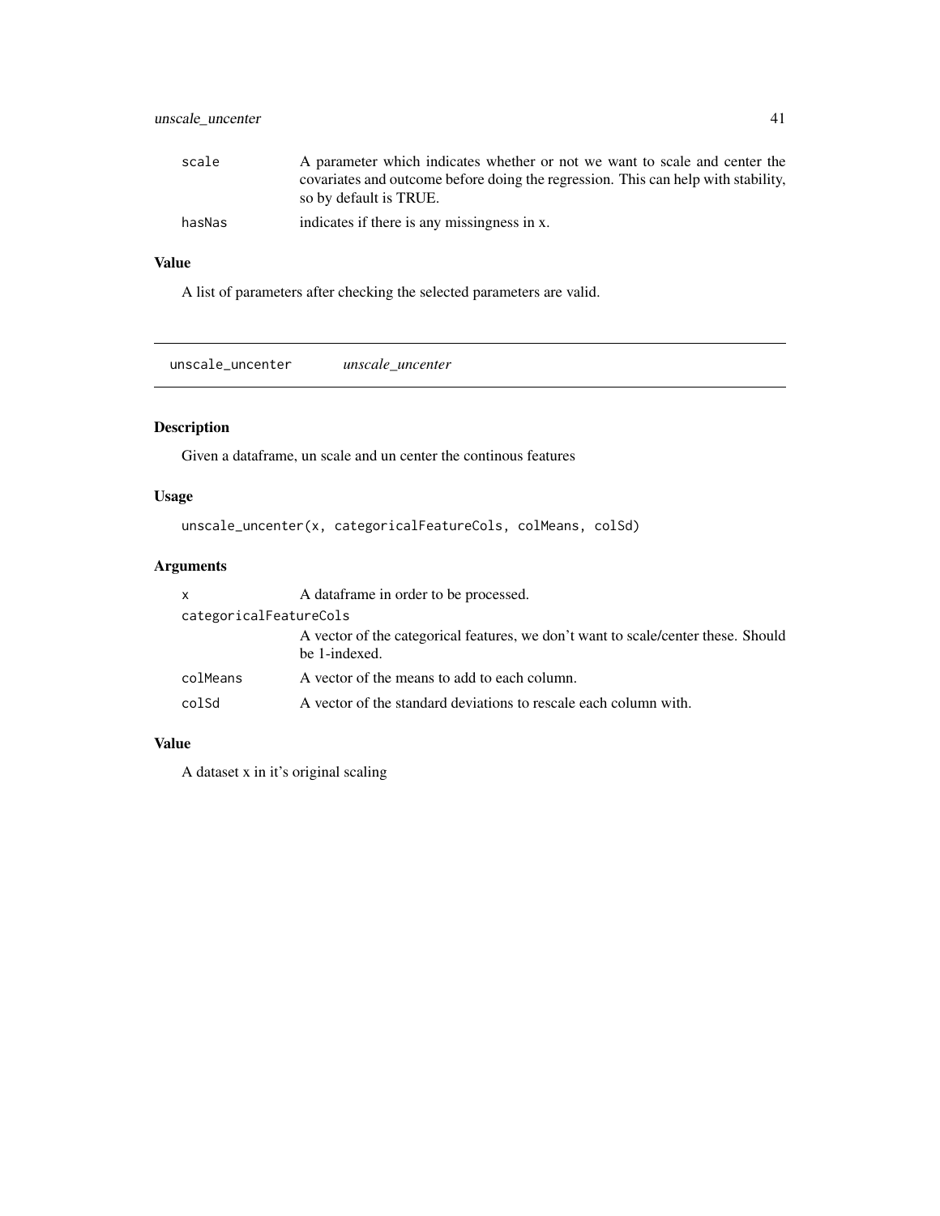| | |
|---|---|
| scale | A parameter which indicates whether or not we want to scale and center the covariates and outcome before doing the regression. This can help with stability, so by default is TRUE. |
| hasNas | indicates if there is any missingness in x. |

### Value

A list of parameters after checking the selected parameters are valid.

---

## unscale_uncenter    *unscale_uncenter*

---

### Description

Given a dataframe, un scale and un center the continous features

### Usage

```
unscale_uncenter(x, categoricalFeatureCols, colMeans, colSd)
```

### Arguments

| | |
|---|---|
| x | A dataframe in order to be processed. |
| categoricalFeatureCols | A vector of the categorical features, we don't want to scale/center these. Should be 1-indexed. |
| colMeans | A vector of the means to add to each column. |
| colSd | A vector of the standard deviations to rescale each column with. |

### Value

A dataset x in it's original scaling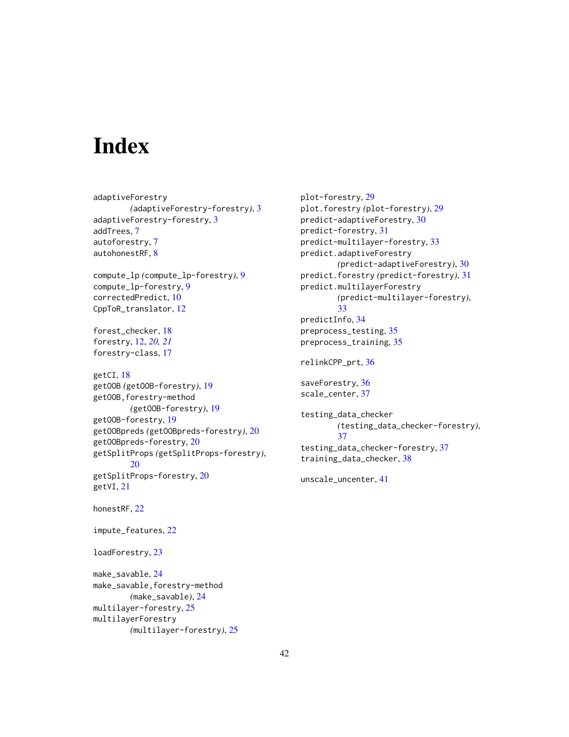# Index

adaptiveForestry
  (adaptiveForestry-forestry), 3
adaptiveForestry-forestry, 3
addTrees, 7
autoforestry, 7
autohonestRF, 8

compute_lp (compute_lp-forestry), 9
compute_lp-forestry, 9
correctedPredict, 10
CppToR_translator, 12

forest_checker, 18
forestry, 12, *20, 21*
forestry-class, 17

getCI, 18
getOOB (getOOB-forestry), 19
getOOB,forestry-method
  (getOOB-forestry), 19
getOOB-forestry, 19
getOOBpreds (getOOBpreds-forestry), 20
getOOBpreds-forestry, 20
getSplitProps (getSplitProps-forestry),
  20
getSplitProps-forestry, 20
getVI, 21

honestRF, 22

impute_features, 22

loadForestry, 23

make_savable, 24
make_savable,forestry-method
  (make_savable), 24
multilayer-forestry, 25
multilayerForestry
  (multilayer-forestry), 25

plot-forestry, 29
plot.forestry (plot-forestry), 29
predict-adaptiveForestry, 30
predict-forestry, 31
predict-multilayer-forestry, 33
predict.adaptiveForestry
  (predict-adaptiveForestry), 30
predict.forestry (predict-forestry), 31
predict.multilayerForestry
  (predict-multilayer-forestry),
  33
predictInfo, 34
preprocess_testing, 35
preprocess_training, 35

relinkCPP_prt, 36

saveForestry, 36
scale_center, 37

testing_data_checker
  (testing_data_checker-forestry),
  37
testing_data_checker-forestry, 37
training_data_checker, 38

unscale_uncenter, 41